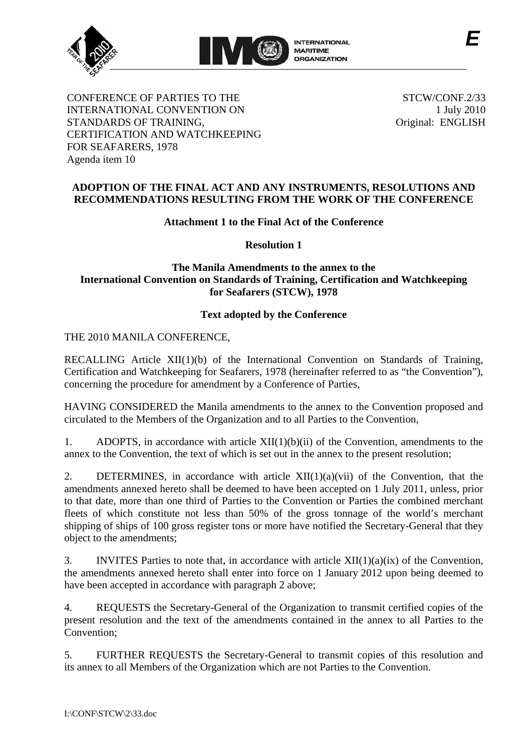E

CONFERENCE OF PARTIES TO THE INTERNATIONAL CONVENTION ON STANDARDS OF TRAINING, CERTIFICATION AND WATCHKEEPING FOR SEAFARERS, 1978
Agenda item 10

STCW/CONF.2/33
1 July 2010
Original: ENGLISH

**ADOPTION OF THE FINAL ACT AND ANY INSTRUMENTS, RESOLUTIONS AND RECOMMENDATIONS RESULTING FROM THE WORK OF THE CONFERENCE**

**Attachment 1 to the Final Act of the Conference**

**Resolution 1**

**The Manila Amendments to the annex to the International Convention on Standards of Training, Certification and Watchkeeping for Seafarers (STCW), 1978**

**Text adopted by the Conference**

THE 2010 MANILA CONFERENCE,

RECALLING Article XII(1)(b) of the International Convention on Standards of Training, Certification and Watchkeeping for Seafarers, 1978 (hereinafter referred to as "the Convention"), concerning the procedure for amendment by a Conference of Parties,

HAVING CONSIDERED the Manila amendments to the annex to the Convention proposed and circulated to the Members of the Organization and to all Parties to the Convention,

1. ADOPTS, in accordance with article XII(1)(b)(ii) of the Convention, amendments to the annex to the Convention, the text of which is set out in the annex to the present resolution;

2. DETERMINES, in accordance with article XII(1)(a)(vii) of the Convention, that the amendments annexed hereto shall be deemed to have been accepted on 1 July 2011, unless, prior to that date, more than one third of Parties to the Convention or Parties the combined merchant fleets of which constitute not less than 50% of the gross tonnage of the world's merchant shipping of ships of 100 gross register tons or more have notified the Secretary-General that they object to the amendments;

3. INVITES Parties to note that, in accordance with article XII(1)(a)(ix) of the Convention, the amendments annexed hereto shall enter into force on 1 January 2012 upon being deemed to have been accepted in accordance with paragraph 2 above;

4. REQUESTS the Secretary-General of the Organization to transmit certified copies of the present resolution and the text of the amendments contained in the annex to all Parties to the Convention;

5. FURTHER REQUESTS the Secretary-General to transmit copies of this resolution and its annex to all Members of the Organization which are not Parties to the Convention.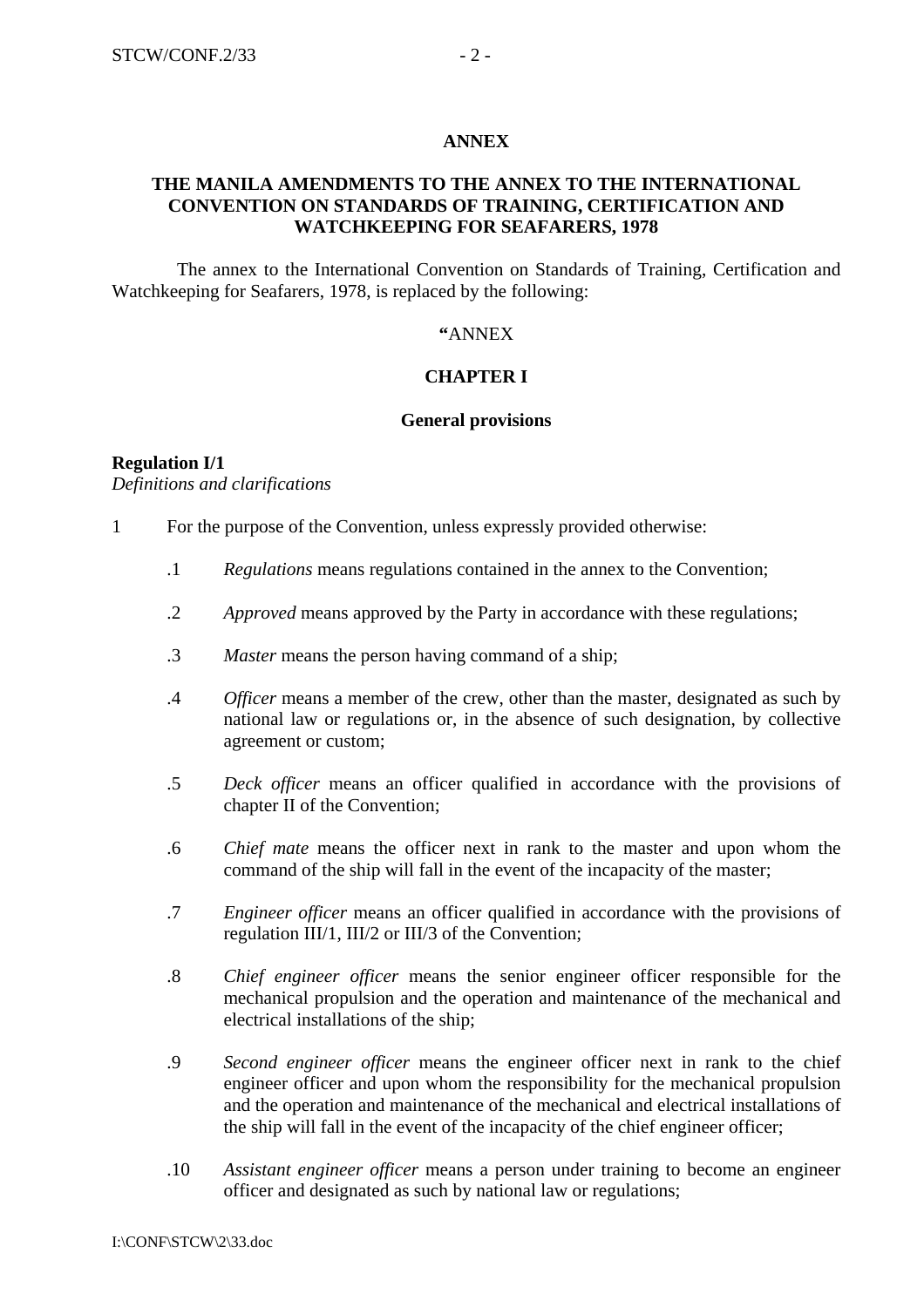## ANNEX

## THE MANILA AMENDMENTS TO THE ANNEX TO THE INTERNATIONAL CONVENTION ON STANDARDS OF TRAINING, CERTIFICATION AND WATCHKEEPING FOR SEAFARERS, 1978

The annex to the International Convention on Standards of Training, Certification and Watchkeeping for Seafarers, 1978, is replaced by the following:

**"**ANNEX

## CHAPTER I

### General provisions

**Regulation I/1**
*Definitions and clarifications*

1 For the purpose of the Convention, unless expressly provided otherwise:

.1 *Regulations* means regulations contained in the annex to the Convention;

.2 *Approved* means approved by the Party in accordance with these regulations;

.3 *Master* means the person having command of a ship;

.4 *Officer* means a member of the crew, other than the master, designated as such by national law or regulations or, in the absence of such designation, by collective agreement or custom;

.5 *Deck officer* means an officer qualified in accordance with the provisions of chapter II of the Convention;

.6 *Chief mate* means the officer next in rank to the master and upon whom the command of the ship will fall in the event of the incapacity of the master;

.7 *Engineer officer* means an officer qualified in accordance with the provisions of regulation III/1, III/2 or III/3 of the Convention;

.8 *Chief engineer officer* means the senior engineer officer responsible for the mechanical propulsion and the operation and maintenance of the mechanical and electrical installations of the ship;

.9 *Second engineer officer* means the engineer officer next in rank to the chief engineer officer and upon whom the responsibility for the mechanical propulsion and the operation and maintenance of the mechanical and electrical installations of the ship will fall in the event of the incapacity of the chief engineer officer;

.10 *Assistant engineer officer* means a person under training to become an engineer officer and designated as such by national law or regulations;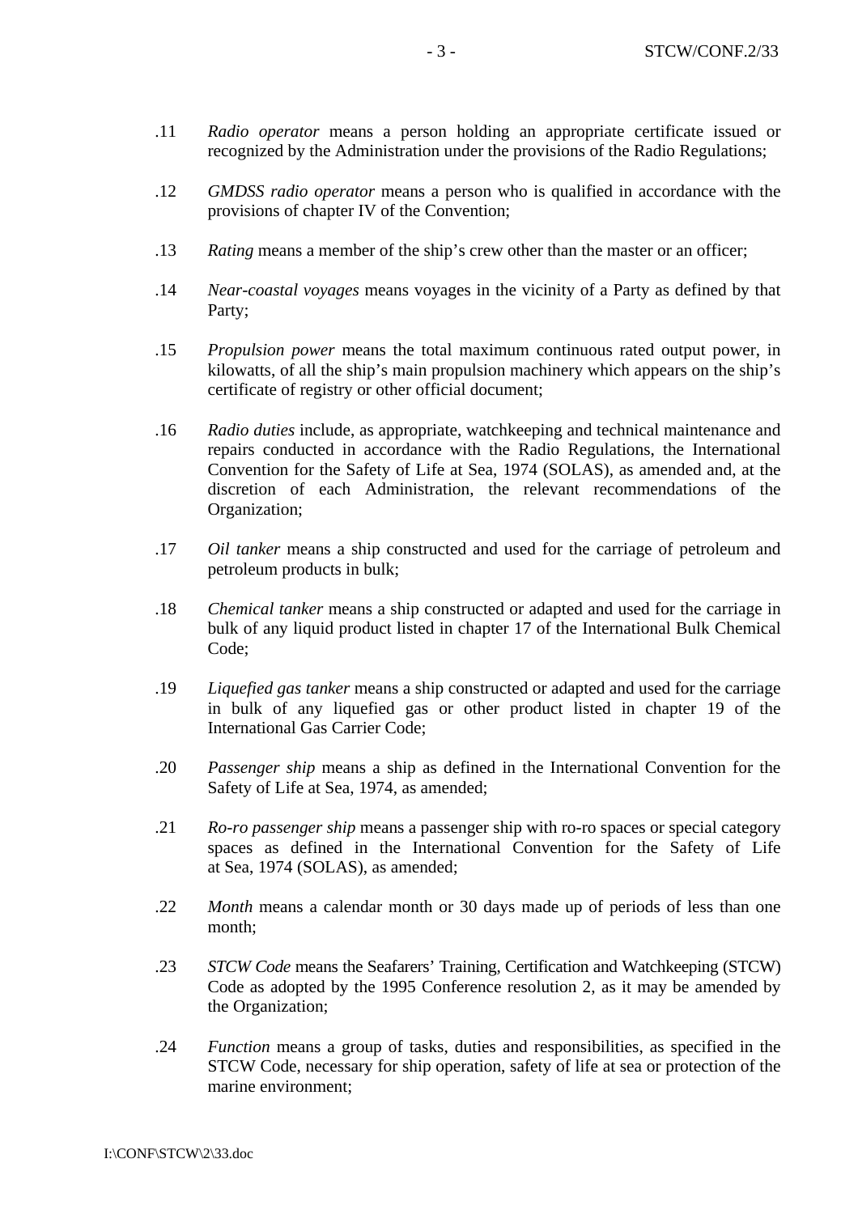.11 *Radio operator* means a person holding an appropriate certificate issued or recognized by the Administration under the provisions of the Radio Regulations;

.12 *GMDSS radio operator* means a person who is qualified in accordance with the provisions of chapter IV of the Convention;

.13 *Rating* means a member of the ship's crew other than the master or an officer;

.14 *Near-coastal voyages* means voyages in the vicinity of a Party as defined by that Party;

.15 *Propulsion power* means the total maximum continuous rated output power, in kilowatts, of all the ship's main propulsion machinery which appears on the ship's certificate of registry or other official document;

.16 *Radio duties* include, as appropriate, watchkeeping and technical maintenance and repairs conducted in accordance with the Radio Regulations, the International Convention for the Safety of Life at Sea, 1974 (SOLAS), as amended and, at the discretion of each Administration, the relevant recommendations of the Organization;

.17 *Oil tanker* means a ship constructed and used for the carriage of petroleum and petroleum products in bulk;

.18 *Chemical tanker* means a ship constructed or adapted and used for the carriage in bulk of any liquid product listed in chapter 17 of the International Bulk Chemical Code;

.19 *Liquefied gas tanker* means a ship constructed or adapted and used for the carriage in bulk of any liquefied gas or other product listed in chapter 19 of the International Gas Carrier Code;

.20 *Passenger ship* means a ship as defined in the International Convention for the Safety of Life at Sea, 1974, as amended;

.21 *Ro-ro passenger ship* means a passenger ship with ro-ro spaces or special category spaces as defined in the International Convention for the Safety of Life at Sea, 1974 (SOLAS), as amended;

.22 *Month* means a calendar month or 30 days made up of periods of less than one month;

.23 *STCW Code* means the Seafarers' Training, Certification and Watchkeeping (STCW) Code as adopted by the 1995 Conference resolution 2, as it may be amended by the Organization;

.24 *Function* means a group of tasks, duties and responsibilities, as specified in the STCW Code, necessary for ship operation, safety of life at sea or protection of the marine environment;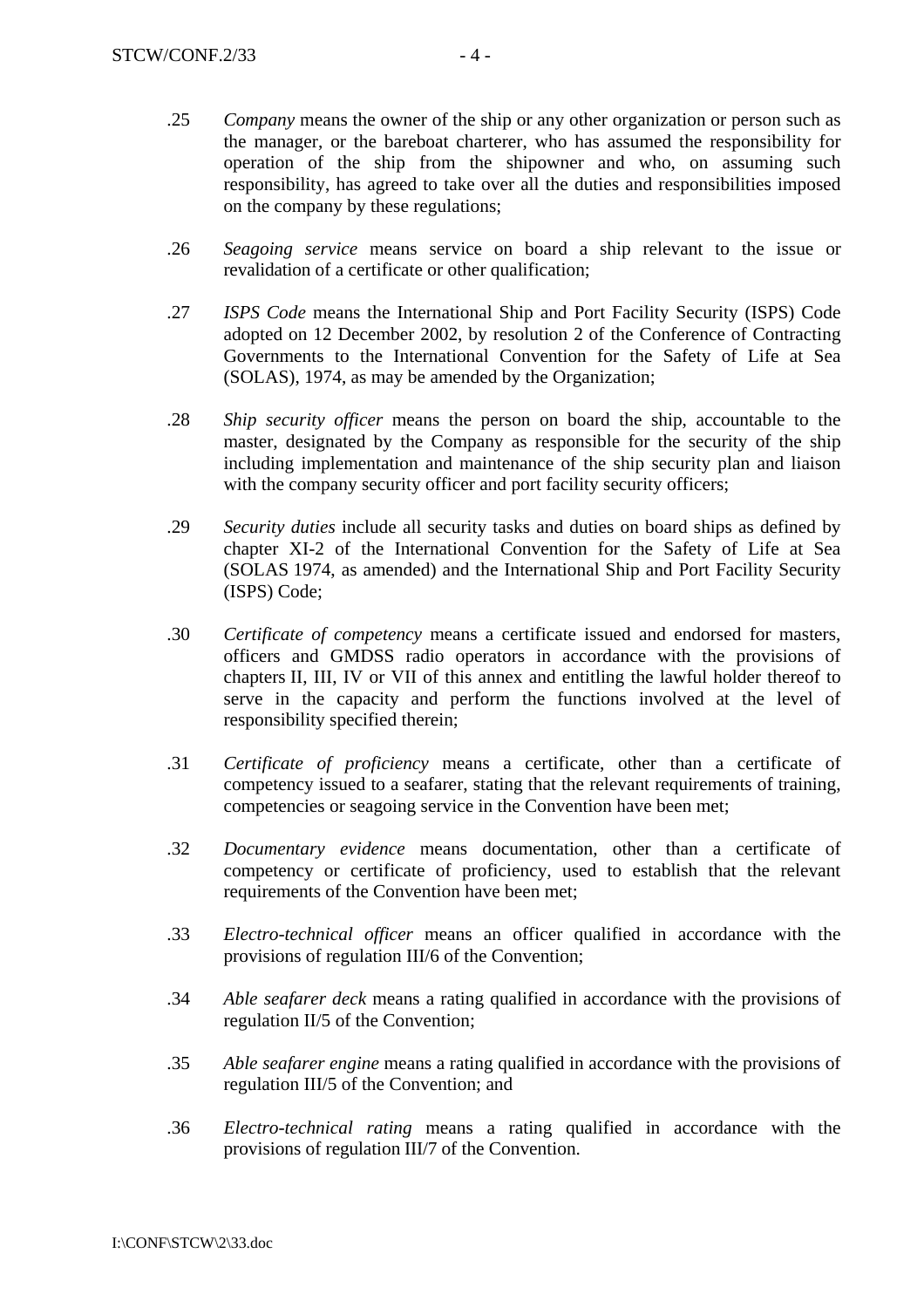.25 *Company* means the owner of the ship or any other organization or person such as the manager, or the bareboat charterer, who has assumed the responsibility for operation of the ship from the shipowner and who, on assuming such responsibility, has agreed to take over all the duties and responsibilities imposed on the company by these regulations;

.26 *Seagoing service* means service on board a ship relevant to the issue or revalidation of a certificate or other qualification;

.27 *ISPS Code* means the International Ship and Port Facility Security (ISPS) Code adopted on 12 December 2002, by resolution 2 of the Conference of Contracting Governments to the International Convention for the Safety of Life at Sea (SOLAS), 1974, as may be amended by the Organization;

.28 *Ship security officer* means the person on board the ship, accountable to the master, designated by the Company as responsible for the security of the ship including implementation and maintenance of the ship security plan and liaison with the company security officer and port facility security officers;

.29 *Security duties* include all security tasks and duties on board ships as defined by chapter XI-2 of the International Convention for the Safety of Life at Sea (SOLAS 1974, as amended) and the International Ship and Port Facility Security (ISPS) Code;

.30 *Certificate of competency* means a certificate issued and endorsed for masters, officers and GMDSS radio operators in accordance with the provisions of chapters II, III, IV or VII of this annex and entitling the lawful holder thereof to serve in the capacity and perform the functions involved at the level of responsibility specified therein;

.31 *Certificate of proficiency* means a certificate, other than a certificate of competency issued to a seafarer, stating that the relevant requirements of training, competencies or seagoing service in the Convention have been met;

.32 *Documentary evidence* means documentation, other than a certificate of competency or certificate of proficiency, used to establish that the relevant requirements of the Convention have been met;

.33 *Electro-technical officer* means an officer qualified in accordance with the provisions of regulation III/6 of the Convention;

.34 *Able seafarer deck* means a rating qualified in accordance with the provisions of regulation II/5 of the Convention;

.35 *Able seafarer engine* means a rating qualified in accordance with the provisions of regulation III/5 of the Convention; and

.36 *Electro-technical rating* means a rating qualified in accordance with the provisions of regulation III/7 of the Convention.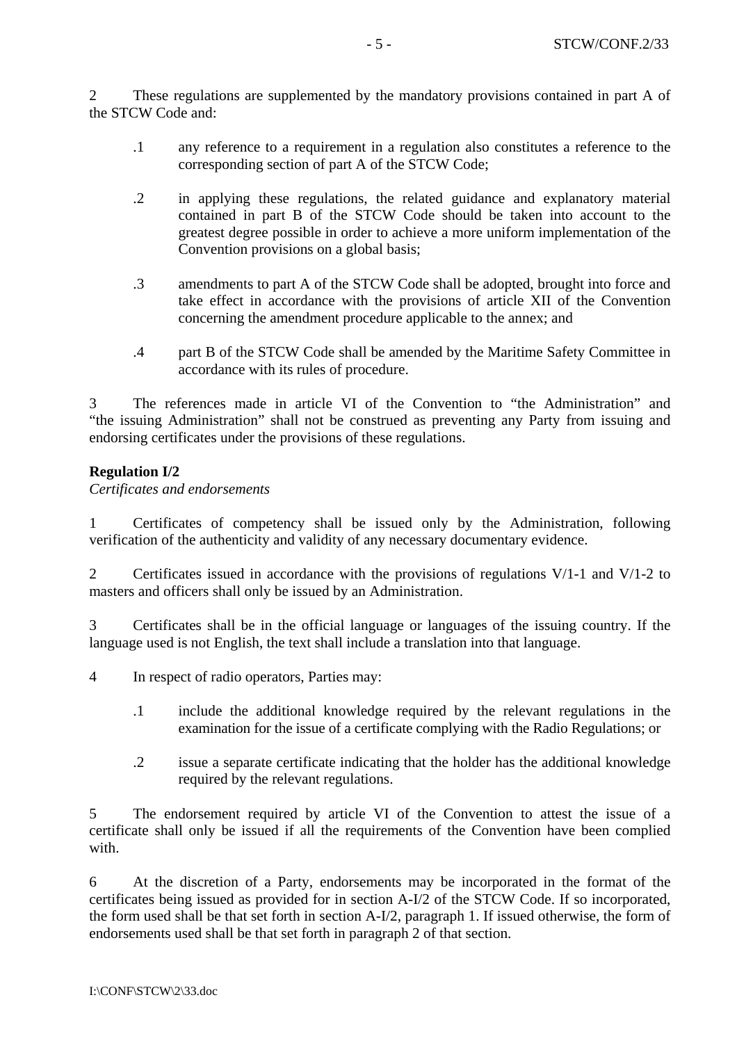2 These regulations are supplemented by the mandatory provisions contained in part A of the STCW Code and:

.1 any reference to a requirement in a regulation also constitutes a reference to the corresponding section of part A of the STCW Code;

.2 in applying these regulations, the related guidance and explanatory material contained in part B of the STCW Code should be taken into account to the greatest degree possible in order to achieve a more uniform implementation of the Convention provisions on a global basis;

.3 amendments to part A of the STCW Code shall be adopted, brought into force and take effect in accordance with the provisions of article XII of the Convention concerning the amendment procedure applicable to the annex; and

.4 part B of the STCW Code shall be amended by the Maritime Safety Committee in accordance with its rules of procedure.

3 The references made in article VI of the Convention to "the Administration" and "the issuing Administration" shall not be construed as preventing any Party from issuing and endorsing certificates under the provisions of these regulations.

**Regulation I/2**

*Certificates and endorsements*

1 Certificates of competency shall be issued only by the Administration, following verification of the authenticity and validity of any necessary documentary evidence.

2 Certificates issued in accordance with the provisions of regulations V/1-1 and V/1-2 to masters and officers shall only be issued by an Administration.

3 Certificates shall be in the official language or languages of the issuing country. If the language used is not English, the text shall include a translation into that language.

4 In respect of radio operators, Parties may:

.1 include the additional knowledge required by the relevant regulations in the examination for the issue of a certificate complying with the Radio Regulations; or

.2 issue a separate certificate indicating that the holder has the additional knowledge required by the relevant regulations.

5 The endorsement required by article VI of the Convention to attest the issue of a certificate shall only be issued if all the requirements of the Convention have been complied with.

6 At the discretion of a Party, endorsements may be incorporated in the format of the certificates being issued as provided for in section A-I/2 of the STCW Code. If so incorporated, the form used shall be that set forth in section A-I/2, paragraph 1. If issued otherwise, the form of endorsements used shall be that set forth in paragraph 2 of that section.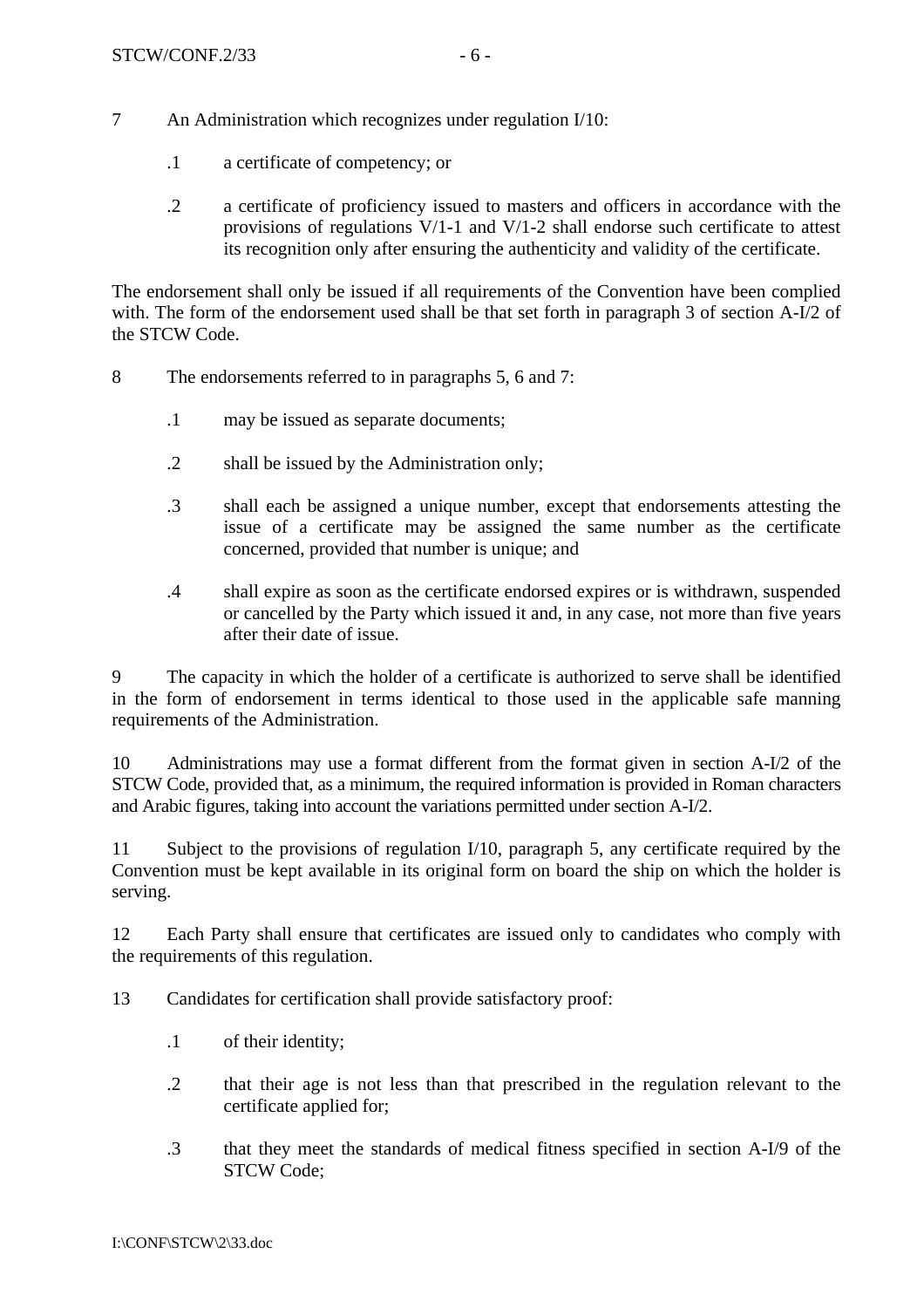7 An Administration which recognizes under regulation I/10:

.1 a certificate of competency; or

.2 a certificate of proficiency issued to masters and officers in accordance with the provisions of regulations V/1-1 and V/1-2 shall endorse such certificate to attest its recognition only after ensuring the authenticity and validity of the certificate.

The endorsement shall only be issued if all requirements of the Convention have been complied with. The form of the endorsement used shall be that set forth in paragraph 3 of section A-I/2 of the STCW Code.

8 The endorsements referred to in paragraphs 5, 6 and 7:

.1 may be issued as separate documents;

.2 shall be issued by the Administration only;

.3 shall each be assigned a unique number, except that endorsements attesting the issue of a certificate may be assigned the same number as the certificate concerned, provided that number is unique; and

.4 shall expire as soon as the certificate endorsed expires or is withdrawn, suspended or cancelled by the Party which issued it and, in any case, not more than five years after their date of issue.

9 The capacity in which the holder of a certificate is authorized to serve shall be identified in the form of endorsement in terms identical to those used in the applicable safe manning requirements of the Administration.

10 Administrations may use a format different from the format given in section A-I/2 of the STCW Code, provided that, as a minimum, the required information is provided in Roman characters and Arabic figures, taking into account the variations permitted under section A-I/2.

11 Subject to the provisions of regulation I/10, paragraph 5, any certificate required by the Convention must be kept available in its original form on board the ship on which the holder is serving.

12 Each Party shall ensure that certificates are issued only to candidates who comply with the requirements of this regulation.

13 Candidates for certification shall provide satisfactory proof:

.1 of their identity;

.2 that their age is not less than that prescribed in the regulation relevant to the certificate applied for;

.3 that they meet the standards of medical fitness specified in section A-I/9 of the STCW Code;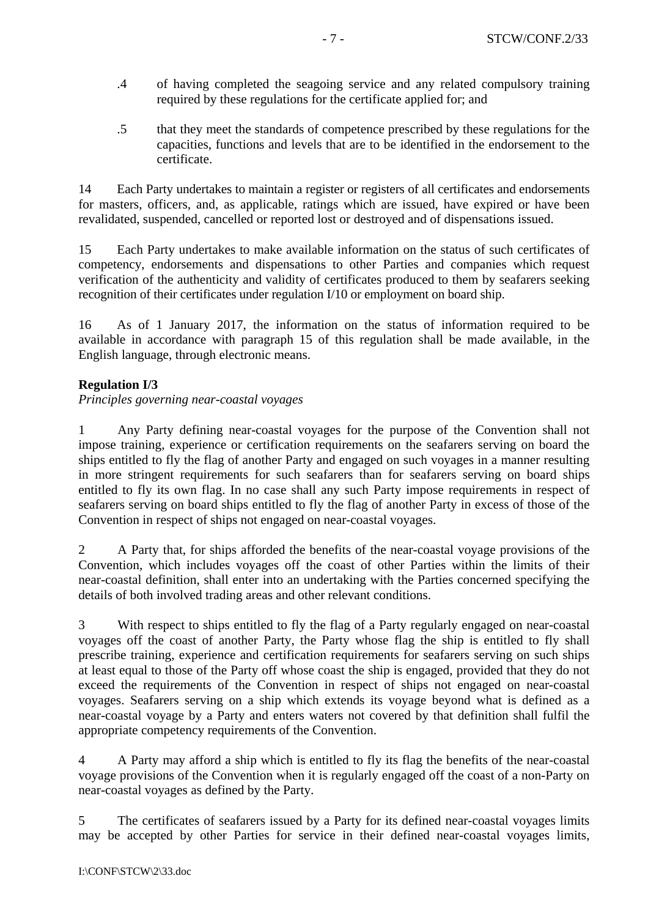.4 of having completed the seagoing service and any related compulsory training required by these regulations for the certificate applied for; and

.5 that they meet the standards of competence prescribed by these regulations for the capacities, functions and levels that are to be identified in the endorsement to the certificate.

14 Each Party undertakes to maintain a register or registers of all certificates and endorsements for masters, officers, and, as applicable, ratings which are issued, have expired or have been revalidated, suspended, cancelled or reported lost or destroyed and of dispensations issued.

15 Each Party undertakes to make available information on the status of such certificates of competency, endorsements and dispensations to other Parties and companies which request verification of the authenticity and validity of certificates produced to them by seafarers seeking recognition of their certificates under regulation I/10 or employment on board ship.

16 As of 1 January 2017, the information on the status of information required to be available in accordance with paragraph 15 of this regulation shall be made available, in the English language, through electronic means.

**Regulation I/3**

*Principles governing near-coastal voyages*

1 Any Party defining near-coastal voyages for the purpose of the Convention shall not impose training, experience or certification requirements on the seafarers serving on board the ships entitled to fly the flag of another Party and engaged on such voyages in a manner resulting in more stringent requirements for such seafarers than for seafarers serving on board ships entitled to fly its own flag. In no case shall any such Party impose requirements in respect of seafarers serving on board ships entitled to fly the flag of another Party in excess of those of the Convention in respect of ships not engaged on near-coastal voyages.

2 A Party that, for ships afforded the benefits of the near-coastal voyage provisions of the Convention, which includes voyages off the coast of other Parties within the limits of their near-coastal definition, shall enter into an undertaking with the Parties concerned specifying the details of both involved trading areas and other relevant conditions.

3 With respect to ships entitled to fly the flag of a Party regularly engaged on near-coastal voyages off the coast of another Party, the Party whose flag the ship is entitled to fly shall prescribe training, experience and certification requirements for seafarers serving on such ships at least equal to those of the Party off whose coast the ship is engaged, provided that they do not exceed the requirements of the Convention in respect of ships not engaged on near-coastal voyages. Seafarers serving on a ship which extends its voyage beyond what is defined as a near-coastal voyage by a Party and enters waters not covered by that definition shall fulfil the appropriate competency requirements of the Convention.

4 A Party may afford a ship which is entitled to fly its flag the benefits of the near-coastal voyage provisions of the Convention when it is regularly engaged off the coast of a non-Party on near-coastal voyages as defined by the Party.

5 The certificates of seafarers issued by a Party for its defined near-coastal voyages limits may be accepted by other Parties for service in their defined near-coastal voyages limits,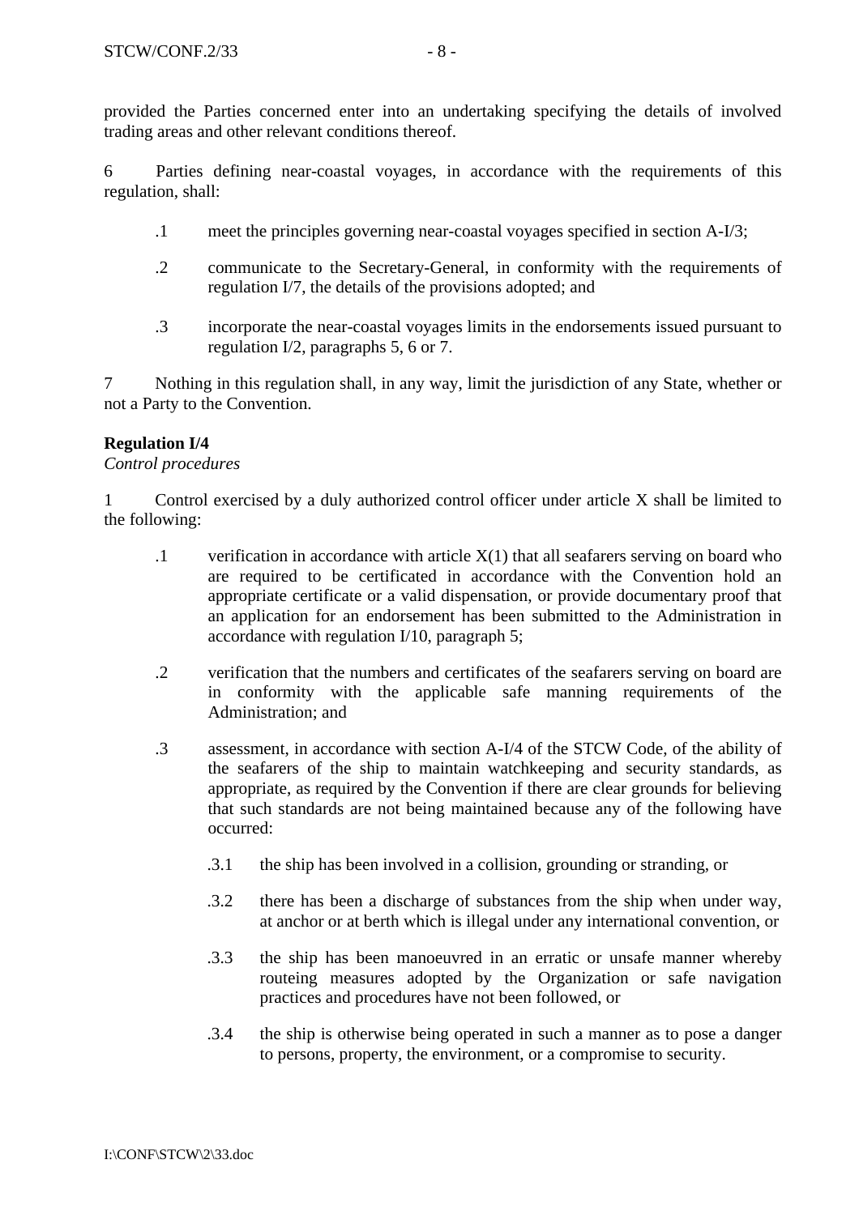provided the Parties concerned enter into an undertaking specifying the details of involved trading areas and other relevant conditions thereof.

6 Parties defining near-coastal voyages, in accordance with the requirements of this regulation, shall:

.1 meet the principles governing near-coastal voyages specified in section A-I/3;

.2 communicate to the Secretary-General, in conformity with the requirements of regulation I/7, the details of the provisions adopted; and

.3 incorporate the near-coastal voyages limits in the endorsements issued pursuant to regulation I/2, paragraphs 5, 6 or 7.

7 Nothing in this regulation shall, in any way, limit the jurisdiction of any State, whether or not a Party to the Convention.

**Regulation I/4**

*Control procedures*

1 Control exercised by a duly authorized control officer under article X shall be limited to the following:

.1 verification in accordance with article X(1) that all seafarers serving on board who are required to be certificated in accordance with the Convention hold an appropriate certificate or a valid dispensation, or provide documentary proof that an application for an endorsement has been submitted to the Administration in accordance with regulation I/10, paragraph 5;

.2 verification that the numbers and certificates of the seafarers serving on board are in conformity with the applicable safe manning requirements of the Administration; and

.3 assessment, in accordance with section A-I/4 of the STCW Code, of the ability of the seafarers of the ship to maintain watchkeeping and security standards, as appropriate, as required by the Convention if there are clear grounds for believing that such standards are not being maintained because any of the following have occurred:

.3.1 the ship has been involved in a collision, grounding or stranding, or

.3.2 there has been a discharge of substances from the ship when under way, at anchor or at berth which is illegal under any international convention, or

.3.3 the ship has been manoeuvred in an erratic or unsafe manner whereby routeing measures adopted by the Organization or safe navigation practices and procedures have not been followed, or

.3.4 the ship is otherwise being operated in such a manner as to pose a danger to persons, property, the environment, or a compromise to security.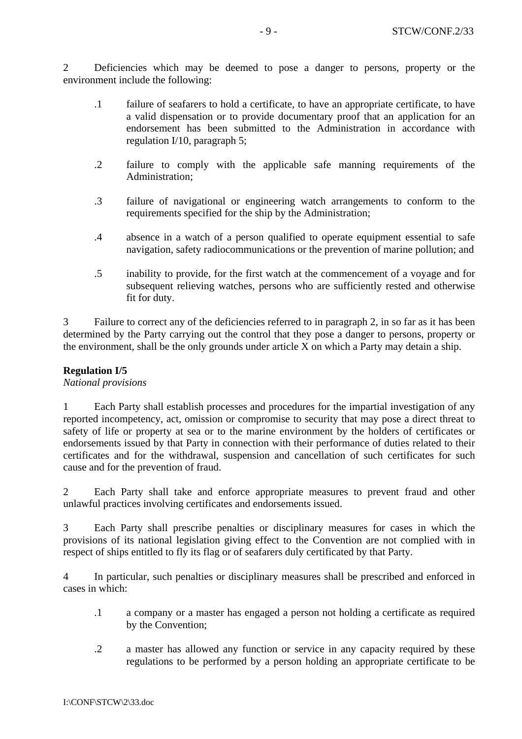2 Deficiencies which may be deemed to pose a danger to persons, property or the environment include the following:

.1 failure of seafarers to hold a certificate, to have an appropriate certificate, to have a valid dispensation or to provide documentary proof that an application for an endorsement has been submitted to the Administration in accordance with regulation I/10, paragraph 5;

.2 failure to comply with the applicable safe manning requirements of the Administration;

.3 failure of navigational or engineering watch arrangements to conform to the requirements specified for the ship by the Administration;

.4 absence in a watch of a person qualified to operate equipment essential to safe navigation, safety radiocommunications or the prevention of marine pollution; and

.5 inability to provide, for the first watch at the commencement of a voyage and for subsequent relieving watches, persons who are sufficiently rested and otherwise fit for duty.

3 Failure to correct any of the deficiencies referred to in paragraph 2, in so far as it has been determined by the Party carrying out the control that they pose a danger to persons, property or the environment, shall be the only grounds under article X on which a Party may detain a ship.

**Regulation I/5**
*National provisions*

1 Each Party shall establish processes and procedures for the impartial investigation of any reported incompetency, act, omission or compromise to security that may pose a direct threat to safety of life or property at sea or to the marine environment by the holders of certificates or endorsements issued by that Party in connection with their performance of duties related to their certificates and for the withdrawal, suspension and cancellation of such certificates for such cause and for the prevention of fraud.

2 Each Party shall take and enforce appropriate measures to prevent fraud and other unlawful practices involving certificates and endorsements issued.

3 Each Party shall prescribe penalties or disciplinary measures for cases in which the provisions of its national legislation giving effect to the Convention are not complied with in respect of ships entitled to fly its flag or of seafarers duly certificated by that Party.

4 In particular, such penalties or disciplinary measures shall be prescribed and enforced in cases in which:

.1 a company or a master has engaged a person not holding a certificate as required by the Convention;

.2 a master has allowed any function or service in any capacity required by these regulations to be performed by a person holding an appropriate certificate to be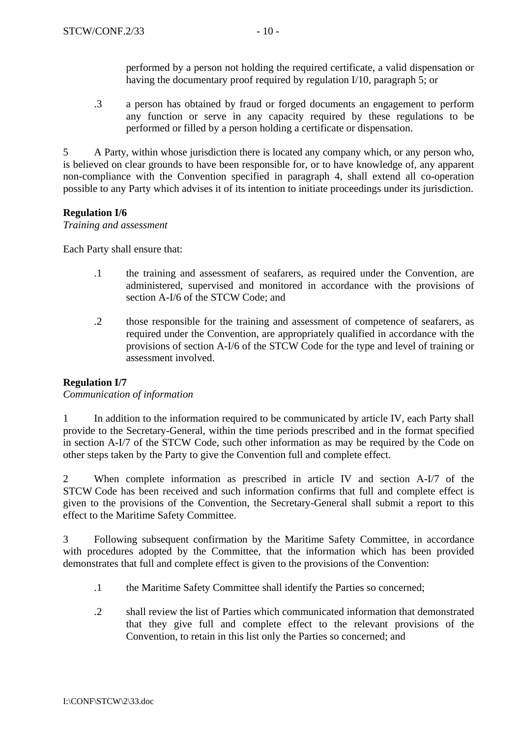performed by a person not holding the required certificate, a valid dispensation or having the documentary proof required by regulation I/10, paragraph 5; or

.3 a person has obtained by fraud or forged documents an engagement to perform any function or serve in any capacity required by these regulations to be performed or filled by a person holding a certificate or dispensation.

5 A Party, within whose jurisdiction there is located any company which, or any person who, is believed on clear grounds to have been responsible for, or to have knowledge of, any apparent non-compliance with the Convention specified in paragraph 4, shall extend all co-operation possible to any Party which advises it of its intention to initiate proceedings under its jurisdiction.

**Regulation I/6**
*Training and assessment*

Each Party shall ensure that:

.1 the training and assessment of seafarers, as required under the Convention, are administered, supervised and monitored in accordance with the provisions of section A-I/6 of the STCW Code; and

.2 those responsible for the training and assessment of competence of seafarers, as required under the Convention, are appropriately qualified in accordance with the provisions of section A-I/6 of the STCW Code for the type and level of training or assessment involved.

**Regulation I/7**
*Communication of information*

1 In addition to the information required to be communicated by article IV, each Party shall provide to the Secretary-General, within the time periods prescribed and in the format specified in section A-I/7 of the STCW Code, such other information as may be required by the Code on other steps taken by the Party to give the Convention full and complete effect.

2 When complete information as prescribed in article IV and section A-I/7 of the STCW Code has been received and such information confirms that full and complete effect is given to the provisions of the Convention, the Secretary-General shall submit a report to this effect to the Maritime Safety Committee.

3 Following subsequent confirmation by the Maritime Safety Committee, in accordance with procedures adopted by the Committee, that the information which has been provided demonstrates that full and complete effect is given to the provisions of the Convention:

.1 the Maritime Safety Committee shall identify the Parties so concerned;

.2 shall review the list of Parties which communicated information that demonstrated that they give full and complete effect to the relevant provisions of the Convention, to retain in this list only the Parties so concerned; and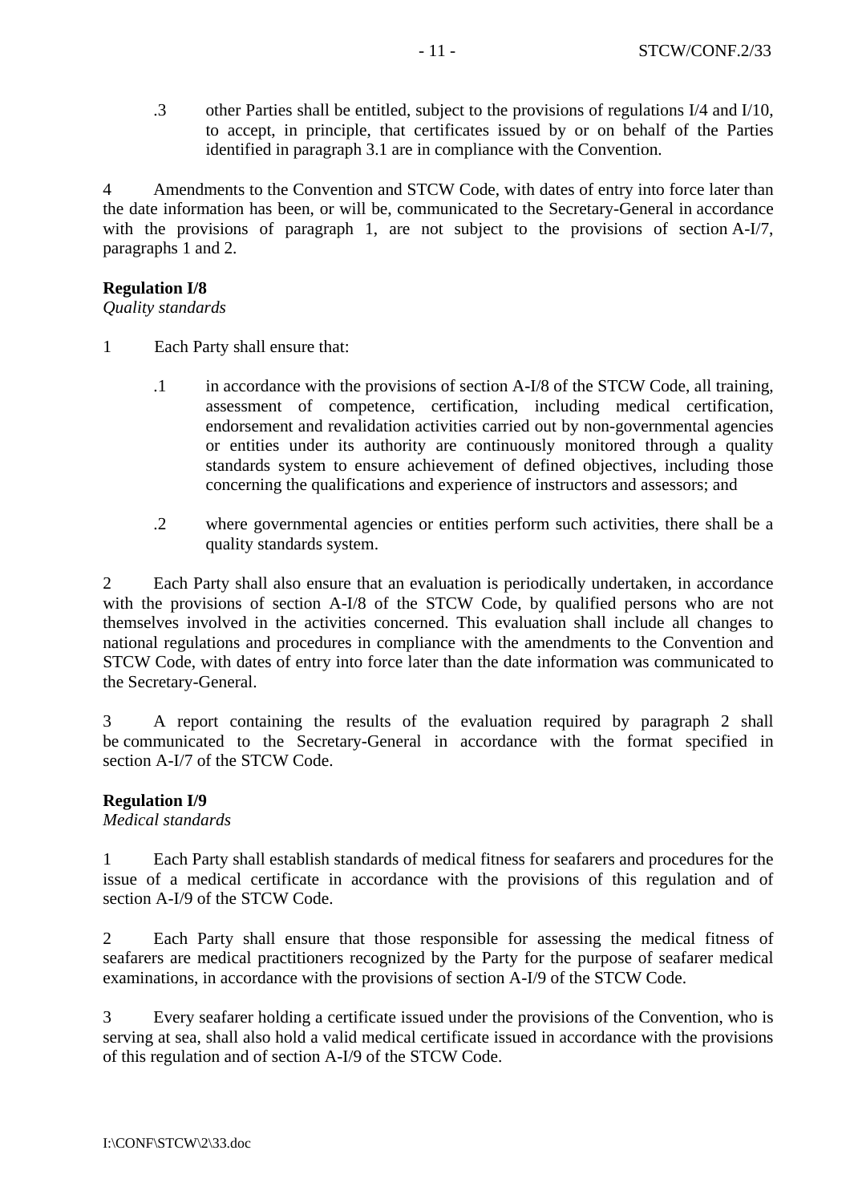.3 other Parties shall be entitled, subject to the provisions of regulations I/4 and I/10, to accept, in principle, that certificates issued by or on behalf of the Parties identified in paragraph 3.1 are in compliance with the Convention.

4 Amendments to the Convention and STCW Code, with dates of entry into force later than the date information has been, or will be, communicated to the Secretary-General in accordance with the provisions of paragraph 1, are not subject to the provisions of section A-I/7, paragraphs 1 and 2.

**Regulation I/8**
*Quality standards*

1 Each Party shall ensure that:

.1 in accordance with the provisions of section A-I/8 of the STCW Code, all training, assessment of competence, certification, including medical certification, endorsement and revalidation activities carried out by non-governmental agencies or entities under its authority are continuously monitored through a quality standards system to ensure achievement of defined objectives, including those concerning the qualifications and experience of instructors and assessors; and

.2 where governmental agencies or entities perform such activities, there shall be a quality standards system.

2 Each Party shall also ensure that an evaluation is periodically undertaken, in accordance with the provisions of section A-I/8 of the STCW Code, by qualified persons who are not themselves involved in the activities concerned. This evaluation shall include all changes to national regulations and procedures in compliance with the amendments to the Convention and STCW Code, with dates of entry into force later than the date information was communicated to the Secretary-General.

3 A report containing the results of the evaluation required by paragraph 2 shall be communicated to the Secretary-General in accordance with the format specified in section A-I/7 of the STCW Code.

**Regulation I/9**
*Medical standards*

1 Each Party shall establish standards of medical fitness for seafarers and procedures for the issue of a medical certificate in accordance with the provisions of this regulation and of section A-I/9 of the STCW Code.

2 Each Party shall ensure that those responsible for assessing the medical fitness of seafarers are medical practitioners recognized by the Party for the purpose of seafarer medical examinations, in accordance with the provisions of section A-I/9 of the STCW Code.

3 Every seafarer holding a certificate issued under the provisions of the Convention, who is serving at sea, shall also hold a valid medical certificate issued in accordance with the provisions of this regulation and of section A-I/9 of the STCW Code.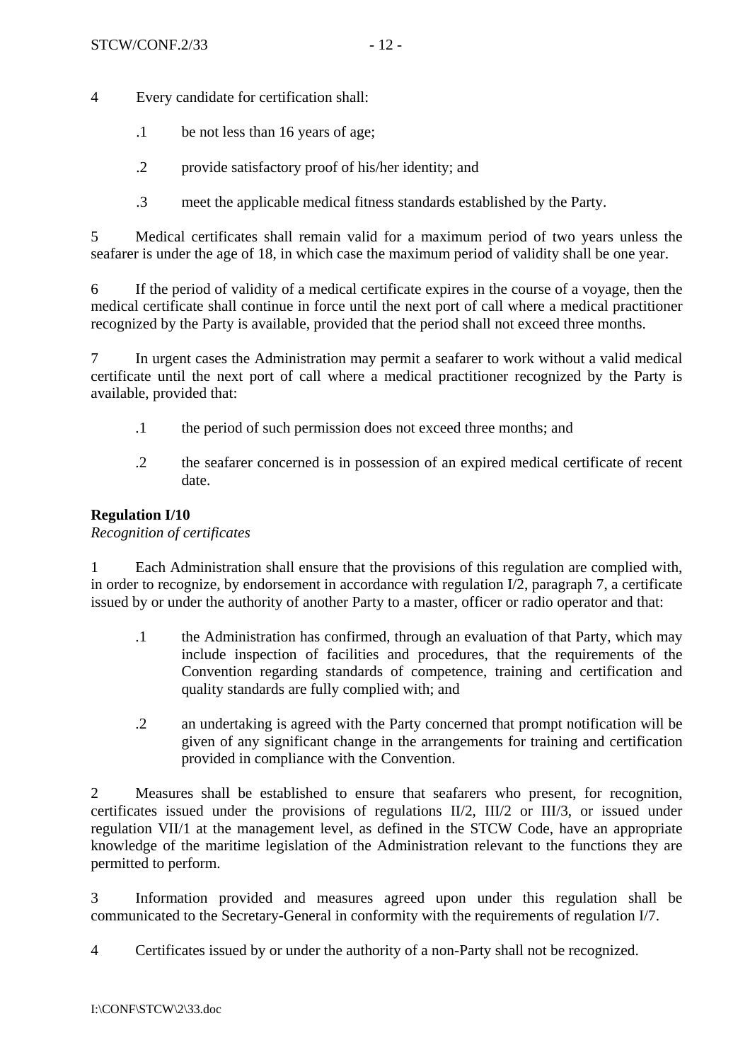4 Every candidate for certification shall:

.1 be not less than 16 years of age;

.2 provide satisfactory proof of his/her identity; and

.3 meet the applicable medical fitness standards established by the Party.

5 Medical certificates shall remain valid for a maximum period of two years unless the seafarer is under the age of 18, in which case the maximum period of validity shall be one year.

6 If the period of validity of a medical certificate expires in the course of a voyage, then the medical certificate shall continue in force until the next port of call where a medical practitioner recognized by the Party is available, provided that the period shall not exceed three months.

7 In urgent cases the Administration may permit a seafarer to work without a valid medical certificate until the next port of call where a medical practitioner recognized by the Party is available, provided that:

.1 the period of such permission does not exceed three months; and

.2 the seafarer concerned is in possession of an expired medical certificate of recent date.

**Regulation I/10**
*Recognition of certificates*

1 Each Administration shall ensure that the provisions of this regulation are complied with, in order to recognize, by endorsement in accordance with regulation I/2, paragraph 7, a certificate issued by or under the authority of another Party to a master, officer or radio operator and that:

.1 the Administration has confirmed, through an evaluation of that Party, which may include inspection of facilities and procedures, that the requirements of the Convention regarding standards of competence, training and certification and quality standards are fully complied with; and

.2 an undertaking is agreed with the Party concerned that prompt notification will be given of any significant change in the arrangements for training and certification provided in compliance with the Convention.

2 Measures shall be established to ensure that seafarers who present, for recognition, certificates issued under the provisions of regulations II/2, III/2 or III/3, or issued under regulation VII/1 at the management level, as defined in the STCW Code, have an appropriate knowledge of the maritime legislation of the Administration relevant to the functions they are permitted to perform.

3 Information provided and measures agreed upon under this regulation shall be communicated to the Secretary-General in conformity with the requirements of regulation I/7.

4 Certificates issued by or under the authority of a non-Party shall not be recognized.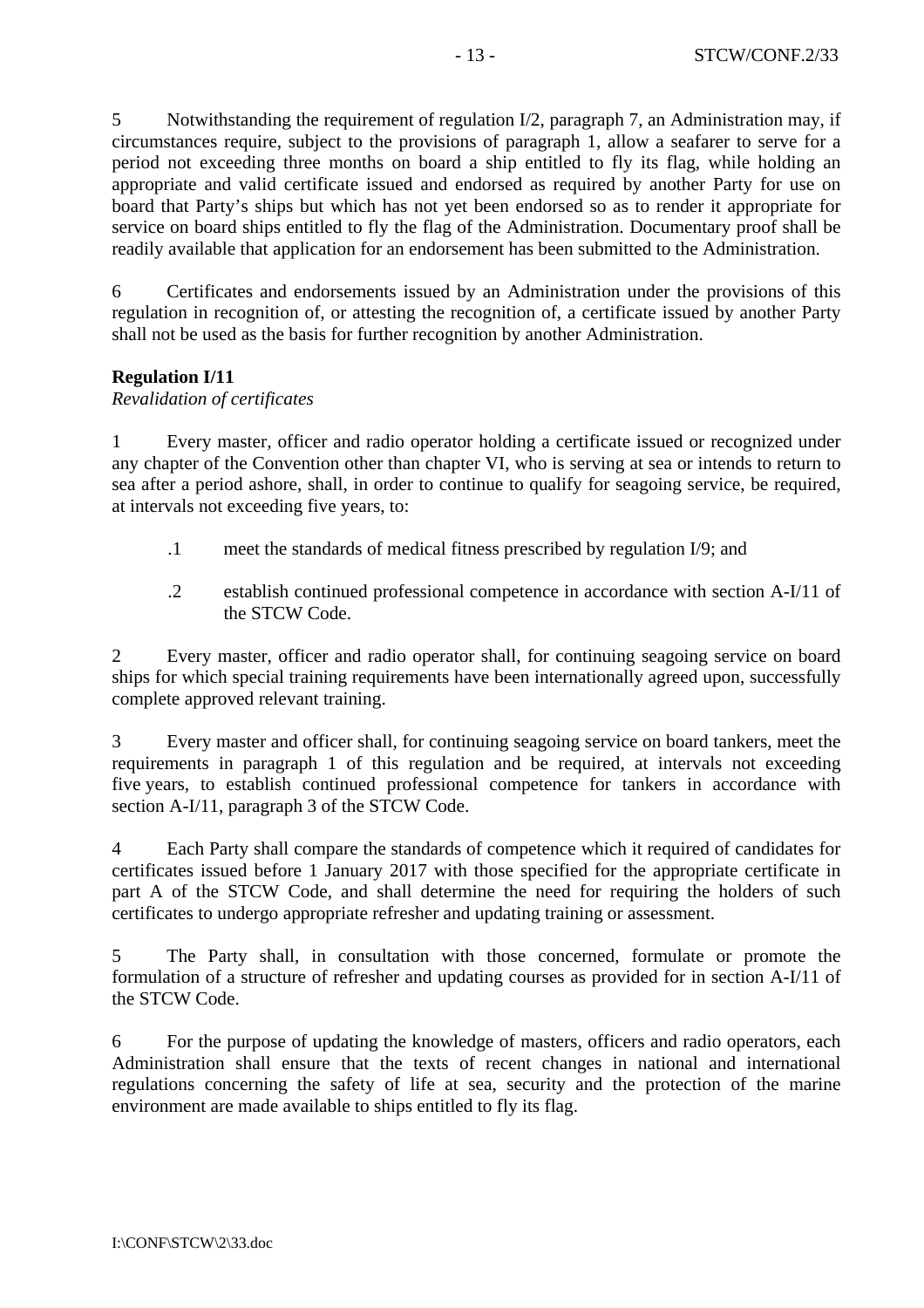5 Notwithstanding the requirement of regulation I/2, paragraph 7, an Administration may, if circumstances require, subject to the provisions of paragraph 1, allow a seafarer to serve for a period not exceeding three months on board a ship entitled to fly its flag, while holding an appropriate and valid certificate issued and endorsed as required by another Party for use on board that Party's ships but which has not yet been endorsed so as to render it appropriate for service on board ships entitled to fly the flag of the Administration. Documentary proof shall be readily available that application for an endorsement has been submitted to the Administration.

6 Certificates and endorsements issued by an Administration under the provisions of this regulation in recognition of, or attesting the recognition of, a certificate issued by another Party shall not be used as the basis for further recognition by another Administration.

**Regulation I/11**

*Revalidation of certificates*

1 Every master, officer and radio operator holding a certificate issued or recognized under any chapter of the Convention other than chapter VI, who is serving at sea or intends to return to sea after a period ashore, shall, in order to continue to qualify for seagoing service, be required, at intervals not exceeding five years, to:

.1 meet the standards of medical fitness prescribed by regulation I/9; and

.2 establish continued professional competence in accordance with section A-I/11 of the STCW Code.

2 Every master, officer and radio operator shall, for continuing seagoing service on board ships for which special training requirements have been internationally agreed upon, successfully complete approved relevant training.

3 Every master and officer shall, for continuing seagoing service on board tankers, meet the requirements in paragraph 1 of this regulation and be required, at intervals not exceeding five years, to establish continued professional competence for tankers in accordance with section A-I/11, paragraph 3 of the STCW Code.

4 Each Party shall compare the standards of competence which it required of candidates for certificates issued before 1 January 2017 with those specified for the appropriate certificate in part A of the STCW Code, and shall determine the need for requiring the holders of such certificates to undergo appropriate refresher and updating training or assessment.

5 The Party shall, in consultation with those concerned, formulate or promote the formulation of a structure of refresher and updating courses as provided for in section A-I/11 of the STCW Code.

6 For the purpose of updating the knowledge of masters, officers and radio operators, each Administration shall ensure that the texts of recent changes in national and international regulations concerning the safety of life at sea, security and the protection of the marine environment are made available to ships entitled to fly its flag.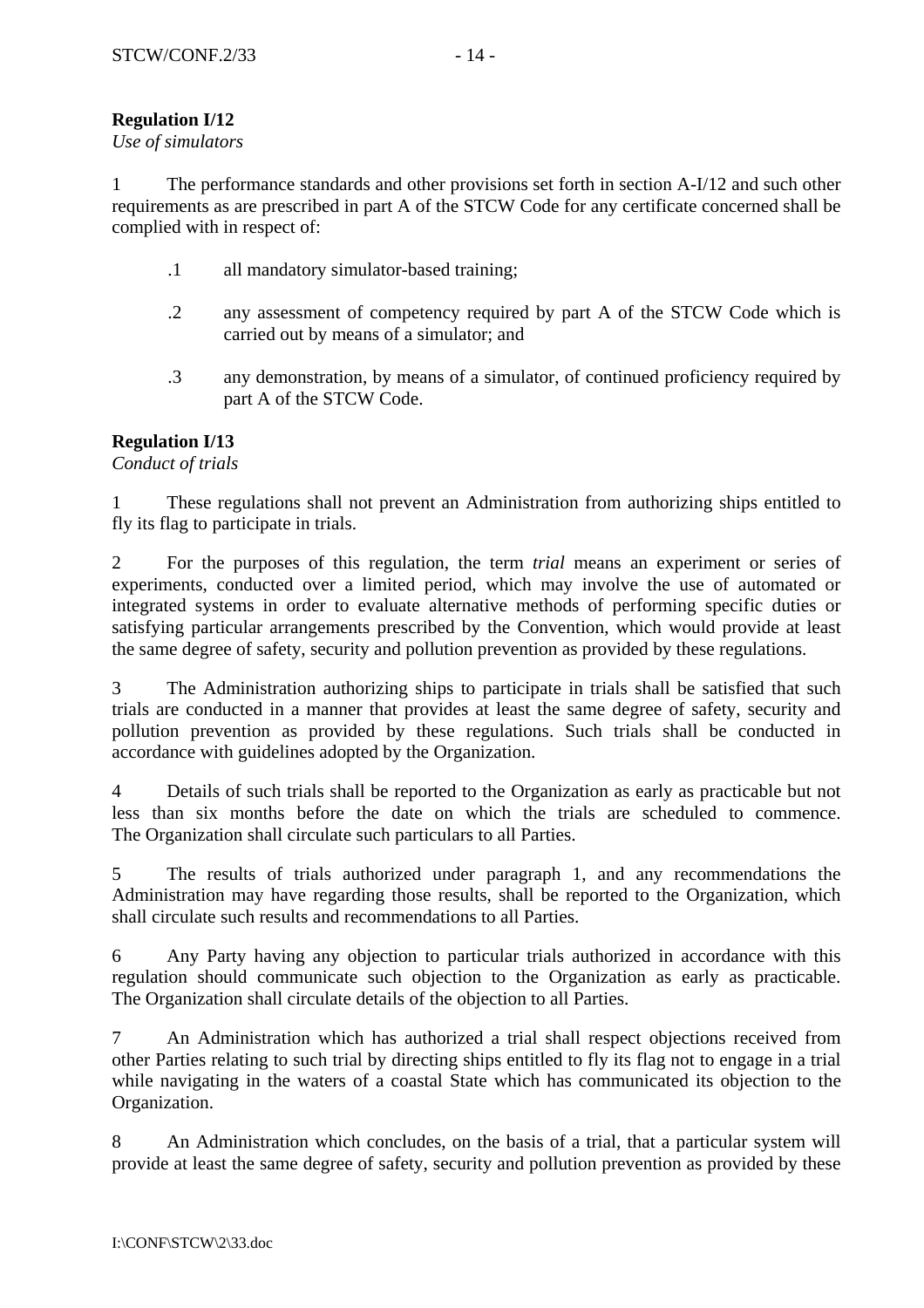**Regulation I/12**

*Use of simulators*

1 The performance standards and other provisions set forth in section A-I/12 and such other requirements as are prescribed in part A of the STCW Code for any certificate concerned shall be complied with in respect of:

.1 all mandatory simulator-based training;

.2 any assessment of competency required by part A of the STCW Code which is carried out by means of a simulator; and

.3 any demonstration, by means of a simulator, of continued proficiency required by part A of the STCW Code.

**Regulation I/13**

*Conduct of trials*

1 These regulations shall not prevent an Administration from authorizing ships entitled to fly its flag to participate in trials.

2 For the purposes of this regulation, the term *trial* means an experiment or series of experiments, conducted over a limited period, which may involve the use of automated or integrated systems in order to evaluate alternative methods of performing specific duties or satisfying particular arrangements prescribed by the Convention, which would provide at least the same degree of safety, security and pollution prevention as provided by these regulations.

3 The Administration authorizing ships to participate in trials shall be satisfied that such trials are conducted in a manner that provides at least the same degree of safety, security and pollution prevention as provided by these regulations. Such trials shall be conducted in accordance with guidelines adopted by the Organization.

4 Details of such trials shall be reported to the Organization as early as practicable but not less than six months before the date on which the trials are scheduled to commence. The Organization shall circulate such particulars to all Parties.

5 The results of trials authorized under paragraph 1, and any recommendations the Administration may have regarding those results, shall be reported to the Organization, which shall circulate such results and recommendations to all Parties.

6 Any Party having any objection to particular trials authorized in accordance with this regulation should communicate such objection to the Organization as early as practicable. The Organization shall circulate details of the objection to all Parties.

7 An Administration which has authorized a trial shall respect objections received from other Parties relating to such trial by directing ships entitled to fly its flag not to engage in a trial while navigating in the waters of a coastal State which has communicated its objection to the Organization.

8 An Administration which concludes, on the basis of a trial, that a particular system will provide at least the same degree of safety, security and pollution prevention as provided by these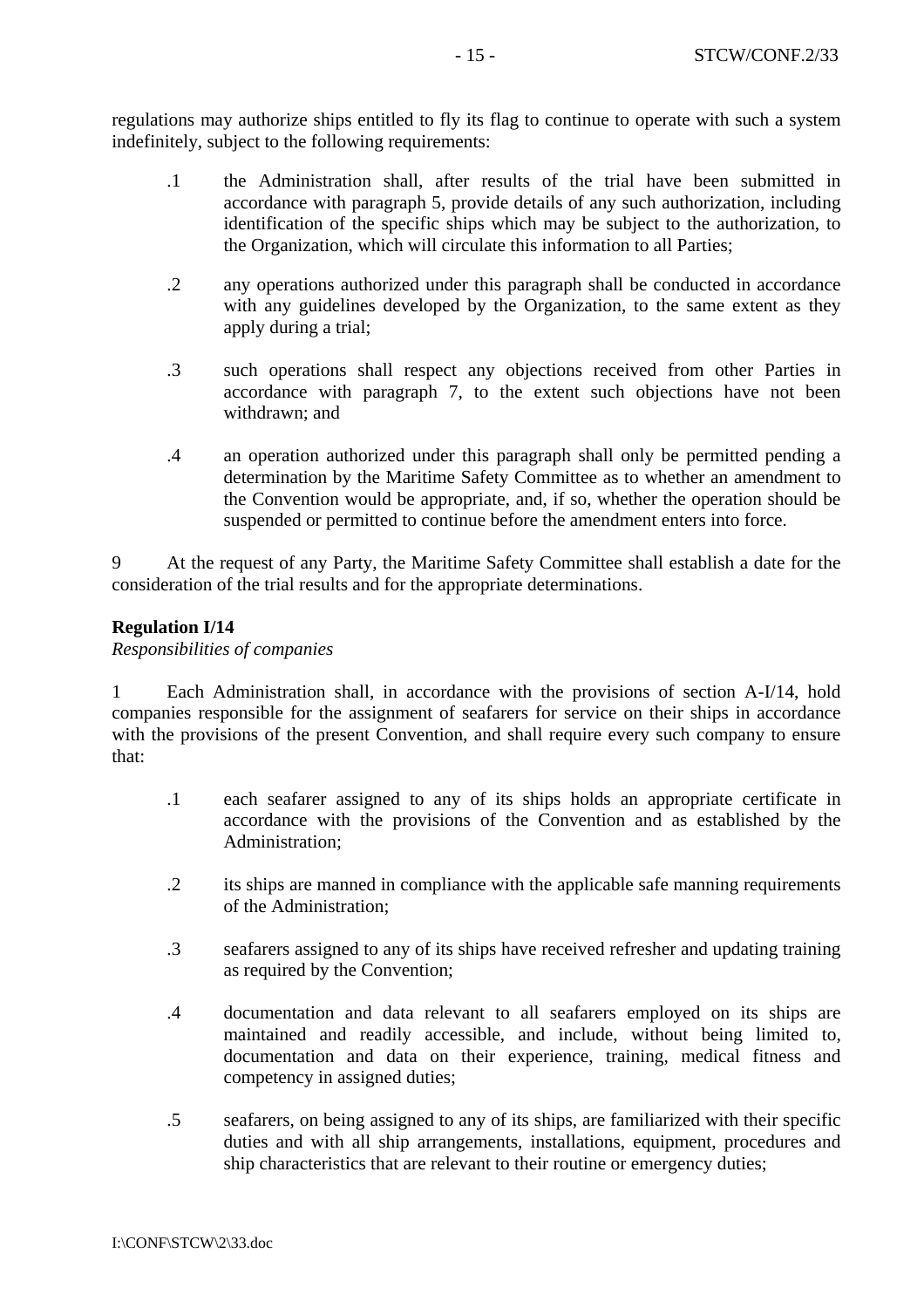regulations may authorize ships entitled to fly its flag to continue to operate with such a system indefinitely, subject to the following requirements:

.1 the Administration shall, after results of the trial have been submitted in accordance with paragraph 5, provide details of any such authorization, including identification of the specific ships which may be subject to the authorization, to the Organization, which will circulate this information to all Parties;

.2 any operations authorized under this paragraph shall be conducted in accordance with any guidelines developed by the Organization, to the same extent as they apply during a trial;

.3 such operations shall respect any objections received from other Parties in accordance with paragraph 7, to the extent such objections have not been withdrawn; and

.4 an operation authorized under this paragraph shall only be permitted pending a determination by the Maritime Safety Committee as to whether an amendment to the Convention would be appropriate, and, if so, whether the operation should be suspended or permitted to continue before the amendment enters into force.

9 At the request of any Party, the Maritime Safety Committee shall establish a date for the consideration of the trial results and for the appropriate determinations.

**Regulation I/14**

*Responsibilities of companies*

1 Each Administration shall, in accordance with the provisions of section A-I/14, hold companies responsible for the assignment of seafarers for service on their ships in accordance with the provisions of the present Convention, and shall require every such company to ensure that:

.1 each seafarer assigned to any of its ships holds an appropriate certificate in accordance with the provisions of the Convention and as established by the Administration;

.2 its ships are manned in compliance with the applicable safe manning requirements of the Administration;

.3 seafarers assigned to any of its ships have received refresher and updating training as required by the Convention;

.4 documentation and data relevant to all seafarers employed on its ships are maintained and readily accessible, and include, without being limited to, documentation and data on their experience, training, medical fitness and competency in assigned duties;

.5 seafarers, on being assigned to any of its ships, are familiarized with their specific duties and with all ship arrangements, installations, equipment, procedures and ship characteristics that are relevant to their routine or emergency duties;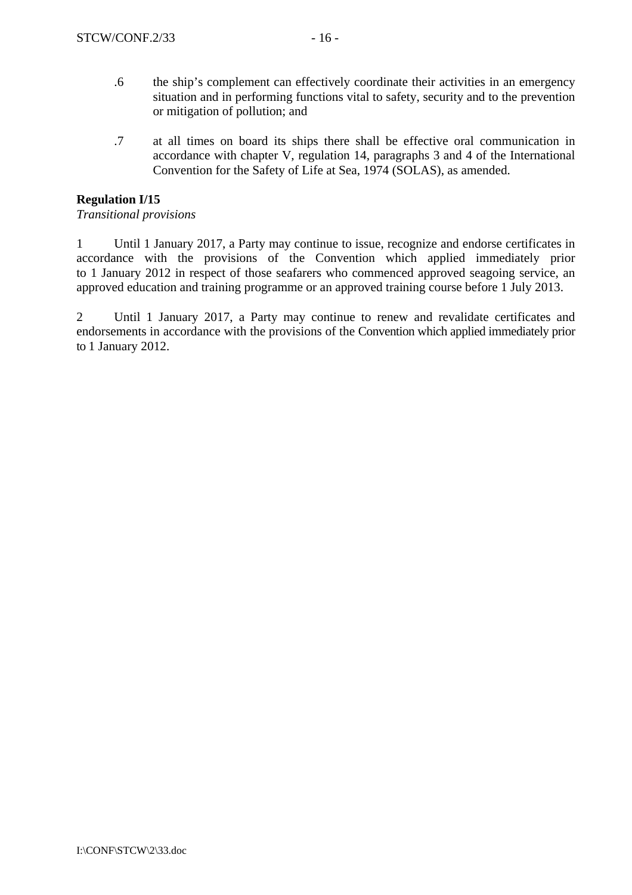.6 the ship's complement can effectively coordinate their activities in an emergency situation and in performing functions vital to safety, security and to the prevention or mitigation of pollution; and

.7 at all times on board its ships there shall be effective oral communication in accordance with chapter V, regulation 14, paragraphs 3 and 4 of the International Convention for the Safety of Life at Sea, 1974 (SOLAS), as amended.

**Regulation I/15**
*Transitional provisions*

1 Until 1 January 2017, a Party may continue to issue, recognize and endorse certificates in accordance with the provisions of the Convention which applied immediately prior to 1 January 2012 in respect of those seafarers who commenced approved seagoing service, an approved education and training programme or an approved training course before 1 July 2013.

2 Until 1 January 2017, a Party may continue to renew and revalidate certificates and endorsements in accordance with the provisions of the Convention which applied immediately prior to 1 January 2012.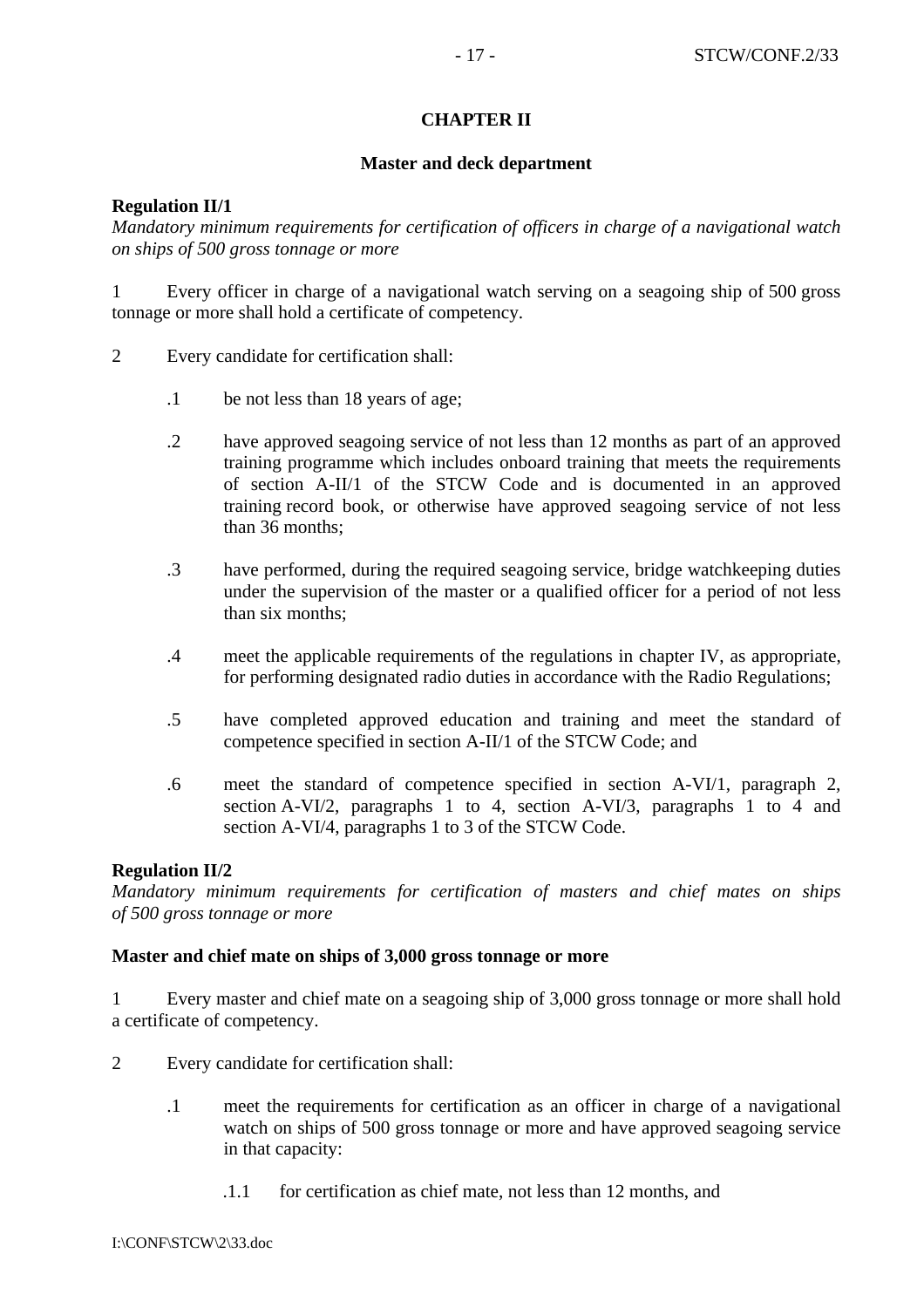## CHAPTER II

## Master and deck department

**Regulation II/1**

*Mandatory minimum requirements for certification of officers in charge of a navigational watch on ships of 500 gross tonnage or more*

1 Every officer in charge of a navigational watch serving on a seagoing ship of 500 gross tonnage or more shall hold a certificate of competency.

2 Every candidate for certification shall:

.1 be not less than 18 years of age;

.2 have approved seagoing service of not less than 12 months as part of an approved training programme which includes onboard training that meets the requirements of section A-II/1 of the STCW Code and is documented in an approved training record book, or otherwise have approved seagoing service of not less than 36 months;

.3 have performed, during the required seagoing service, bridge watchkeeping duties under the supervision of the master or a qualified officer for a period of not less than six months;

.4 meet the applicable requirements of the regulations in chapter IV, as appropriate, for performing designated radio duties in accordance with the Radio Regulations;

.5 have completed approved education and training and meet the standard of competence specified in section A-II/1 of the STCW Code; and

.6 meet the standard of competence specified in section A-VI/1, paragraph 2, section A-VI/2, paragraphs 1 to 4, section A-VI/3, paragraphs 1 to 4 and section A-VI/4, paragraphs 1 to 3 of the STCW Code.

**Regulation II/2**

*Mandatory minimum requirements for certification of masters and chief mates on ships of 500 gross tonnage or more*

**Master and chief mate on ships of 3,000 gross tonnage or more**

1 Every master and chief mate on a seagoing ship of 3,000 gross tonnage or more shall hold a certificate of competency.

2 Every candidate for certification shall:

.1 meet the requirements for certification as an officer in charge of a navigational watch on ships of 500 gross tonnage or more and have approved seagoing service in that capacity:

.1.1 for certification as chief mate, not less than 12 months, and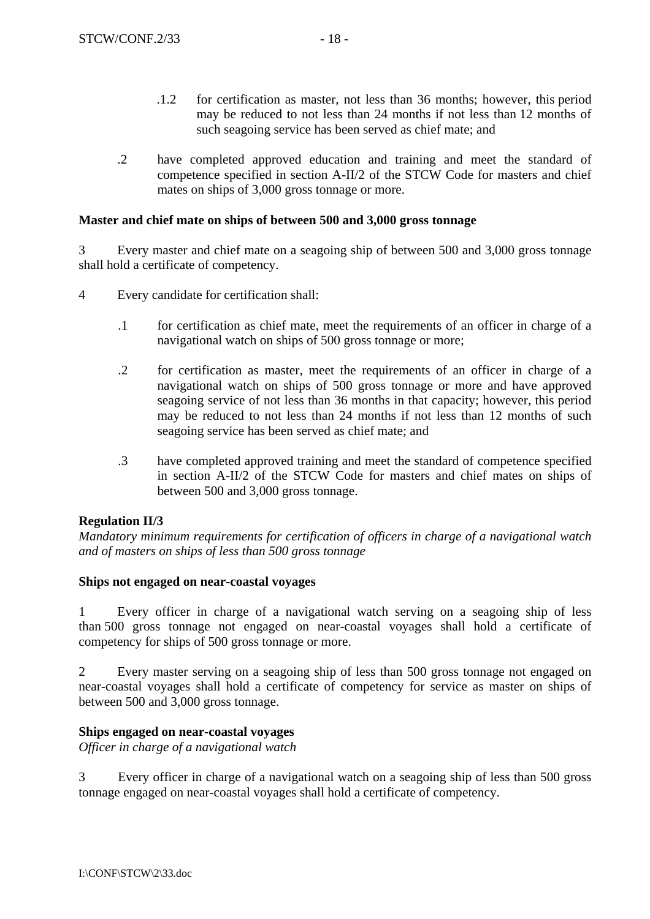.1.2 for certification as master, not less than 36 months; however, this period may be reduced to not less than 24 months if not less than 12 months of such seagoing service has been served as chief mate; and

.2 have completed approved education and training and meet the standard of competence specified in section A-II/2 of the STCW Code for masters and chief mates on ships of 3,000 gross tonnage or more.

**Master and chief mate on ships of between 500 and 3,000 gross tonnage**

3 Every master and chief mate on a seagoing ship of between 500 and 3,000 gross tonnage shall hold a certificate of competency.

4 Every candidate for certification shall:

.1 for certification as chief mate, meet the requirements of an officer in charge of a navigational watch on ships of 500 gross tonnage or more;

.2 for certification as master, meet the requirements of an officer in charge of a navigational watch on ships of 500 gross tonnage or more and have approved seagoing service of not less than 36 months in that capacity; however, this period may be reduced to not less than 24 months if not less than 12 months of such seagoing service has been served as chief mate; and

.3 have completed approved training and meet the standard of competence specified in section A-II/2 of the STCW Code for masters and chief mates on ships of between 500 and 3,000 gross tonnage.

**Regulation II/3**

*Mandatory minimum requirements for certification of officers in charge of a navigational watch and of masters on ships of less than 500 gross tonnage*

**Ships not engaged on near-coastal voyages**

1 Every officer in charge of a navigational watch serving on a seagoing ship of less than 500 gross tonnage not engaged on near-coastal voyages shall hold a certificate of competency for ships of 500 gross tonnage or more.

2 Every master serving on a seagoing ship of less than 500 gross tonnage not engaged on near-coastal voyages shall hold a certificate of competency for service as master on ships of between 500 and 3,000 gross tonnage.

**Ships engaged on near-coastal voyages**

*Officer in charge of a navigational watch*

3 Every officer in charge of a navigational watch on a seagoing ship of less than 500 gross tonnage engaged on near-coastal voyages shall hold a certificate of competency.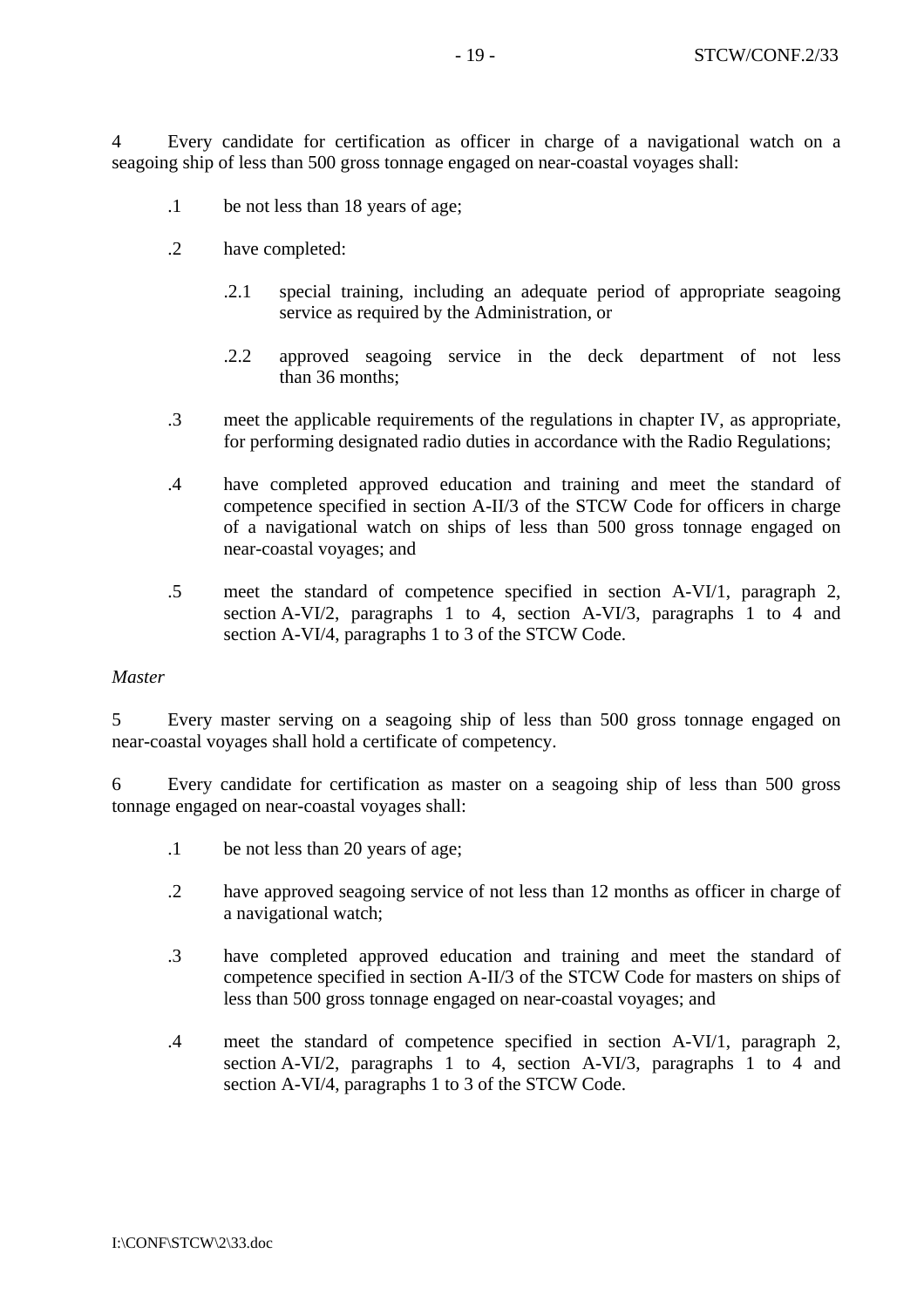4 Every candidate for certification as officer in charge of a navigational watch on a seagoing ship of less than 500 gross tonnage engaged on near-coastal voyages shall:

.1 be not less than 18 years of age;

.2 have completed:

.2.1 special training, including an adequate period of appropriate seagoing service as required by the Administration, or

.2.2 approved seagoing service in the deck department of not less than 36 months;

.3 meet the applicable requirements of the regulations in chapter IV, as appropriate, for performing designated radio duties in accordance with the Radio Regulations;

.4 have completed approved education and training and meet the standard of competence specified in section A-II/3 of the STCW Code for officers in charge of a navigational watch on ships of less than 500 gross tonnage engaged on near-coastal voyages; and

.5 meet the standard of competence specified in section A-VI/1, paragraph 2, section A-VI/2, paragraphs 1 to 4, section A-VI/3, paragraphs 1 to 4 and section A-VI/4, paragraphs 1 to 3 of the STCW Code.

*Master*

5 Every master serving on a seagoing ship of less than 500 gross tonnage engaged on near-coastal voyages shall hold a certificate of competency.

6 Every candidate for certification as master on a seagoing ship of less than 500 gross tonnage engaged on near-coastal voyages shall:

.1 be not less than 20 years of age;

.2 have approved seagoing service of not less than 12 months as officer in charge of a navigational watch;

.3 have completed approved education and training and meet the standard of competence specified in section A-II/3 of the STCW Code for masters on ships of less than 500 gross tonnage engaged on near-coastal voyages; and

.4 meet the standard of competence specified in section A-VI/1, paragraph 2, section A-VI/2, paragraphs 1 to 4, section A-VI/3, paragraphs 1 to 4 and section A-VI/4, paragraphs 1 to 3 of the STCW Code.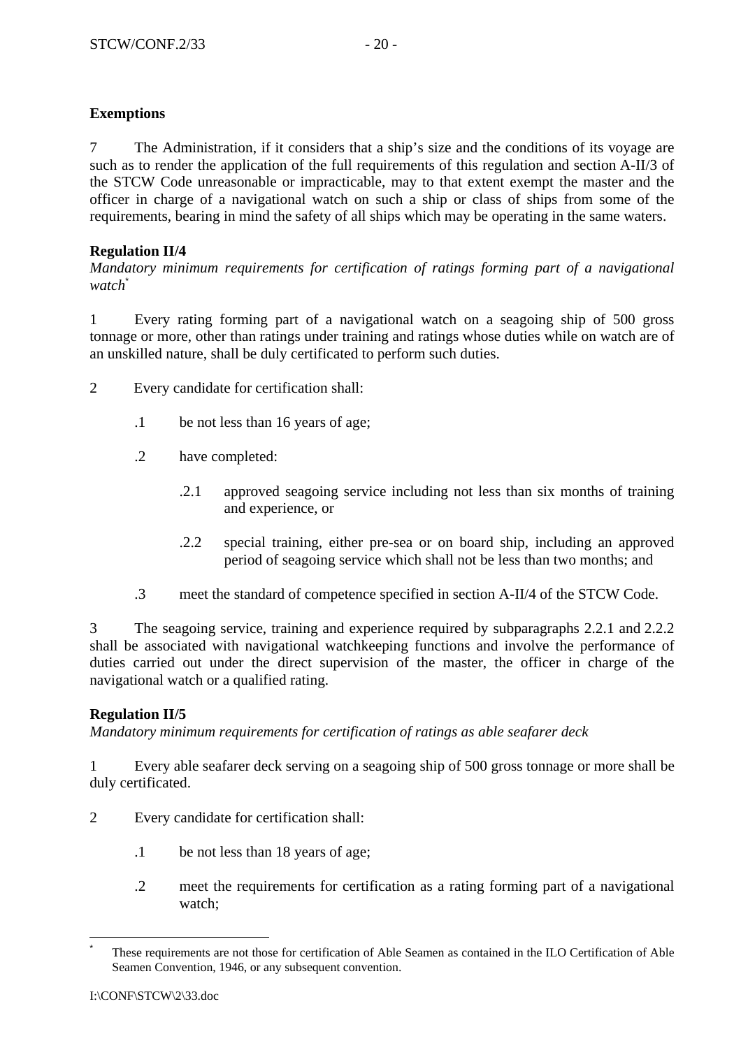**Exemptions**

7 The Administration, if it considers that a ship's size and the conditions of its voyage are such as to render the application of the full requirements of this regulation and section A-II/3 of the STCW Code unreasonable or impracticable, may to that extent exempt the master and the officer in charge of a navigational watch on such a ship or class of ships from some of the requirements, bearing in mind the safety of all ships which may be operating in the same waters.

**Regulation II/4**

*Mandatory minimum requirements for certification of ratings forming part of a navigational watch*[*]

1 Every rating forming part of a navigational watch on a seagoing ship of 500 gross tonnage or more, other than ratings under training and ratings whose duties while on watch are of an unskilled nature, shall be duly certificated to perform such duties.

2 Every candidate for certification shall:

- .1 be not less than 16 years of age;
- .2 have completed:
  - .2.1 approved seagoing service including not less than six months of training and experience, or
  - .2.2 special training, either pre-sea or on board ship, including an approved period of seagoing service which shall not be less than two months; and
- .3 meet the standard of competence specified in section A-II/4 of the STCW Code.

3 The seagoing service, training and experience required by subparagraphs 2.2.1 and 2.2.2 shall be associated with navigational watchkeeping functions and involve the performance of duties carried out under the direct supervision of the master, the officer in charge of the navigational watch or a qualified rating.

**Regulation II/5**

*Mandatory minimum requirements for certification of ratings as able seafarer deck*

1 Every able seafarer deck serving on a seagoing ship of 500 gross tonnage or more shall be duly certificated.

2 Every candidate for certification shall:

- .1 be not less than 18 years of age;
- .2 meet the requirements for certification as a rating forming part of a navigational watch;

[*] These requirements are not those for certification of Able Seamen as contained in the ILO Certification of Able Seamen Convention, 1946, or any subsequent convention.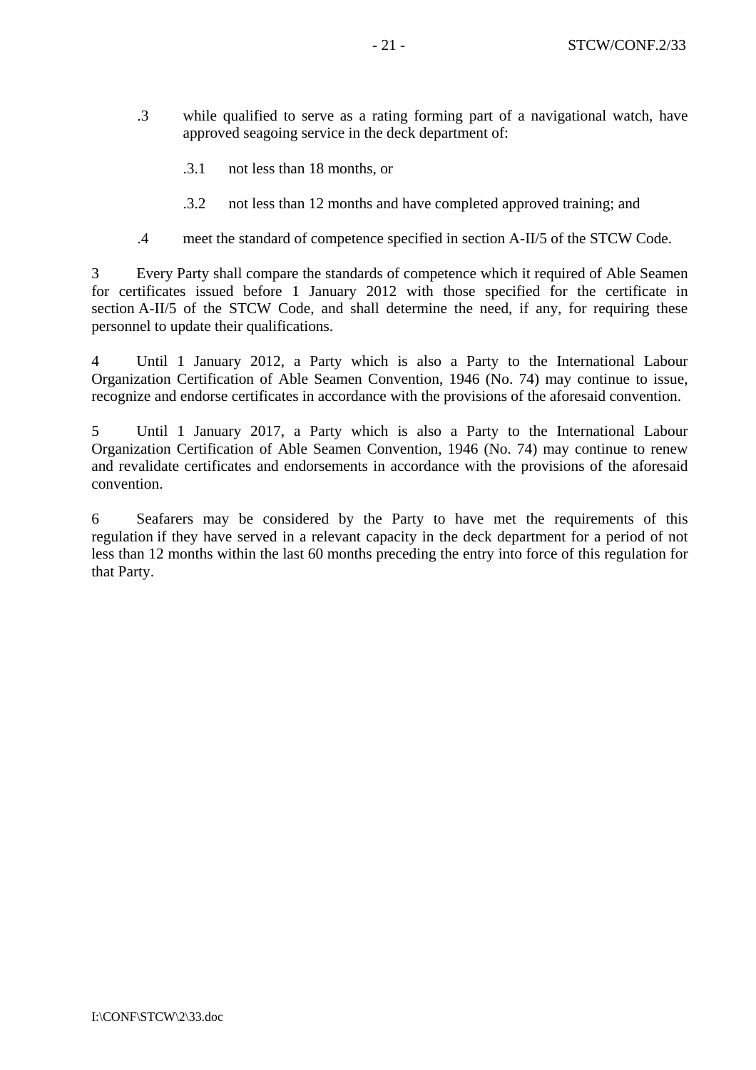.3 while qualified to serve as a rating forming part of a navigational watch, have approved seagoing service in the deck department of:

.3.1 not less than 18 months, or

.3.2 not less than 12 months and have completed approved training; and

.4 meet the standard of competence specified in section A-II/5 of the STCW Code.

3 Every Party shall compare the standards of competence which it required of Able Seamen for certificates issued before 1 January 2012 with those specified for the certificate in section A-II/5 of the STCW Code, and shall determine the need, if any, for requiring these personnel to update their qualifications.

4 Until 1 January 2012, a Party which is also a Party to the International Labour Organization Certification of Able Seamen Convention, 1946 (No. 74) may continue to issue, recognize and endorse certificates in accordance with the provisions of the aforesaid convention.

5 Until 1 January 2017, a Party which is also a Party to the International Labour Organization Certification of Able Seamen Convention, 1946 (No. 74) may continue to renew and revalidate certificates and endorsements in accordance with the provisions of the aforesaid convention.

6 Seafarers may be considered by the Party to have met the requirements of this regulation if they have served in a relevant capacity in the deck department for a period of not less than 12 months within the last 60 months preceding the entry into force of this regulation for that Party.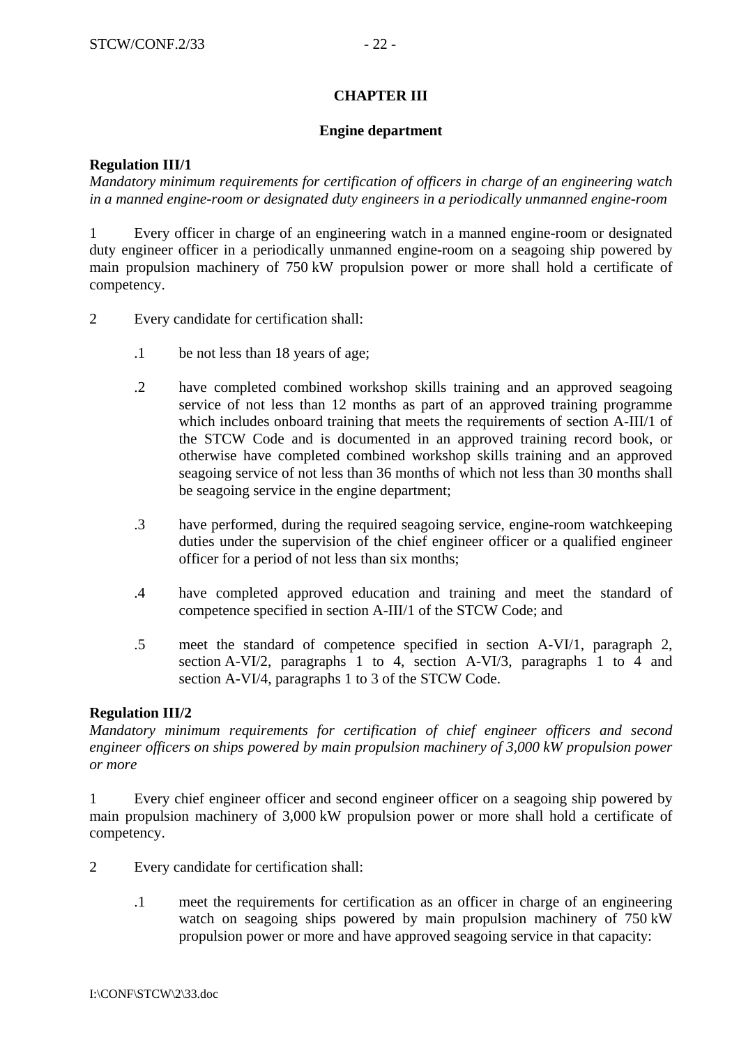## CHAPTER III

### Engine department

**Regulation III/1**

*Mandatory minimum requirements for certification of officers in charge of an engineering watch in a manned engine-room or designated duty engineers in a periodically unmanned engine-room*

1 Every officer in charge of an engineering watch in a manned engine-room or designated duty engineer officer in a periodically unmanned engine-room on a seagoing ship powered by main propulsion machinery of 750 kW propulsion power or more shall hold a certificate of competency.

2 Every candidate for certification shall:

.1 be not less than 18 years of age;

.2 have completed combined workshop skills training and an approved seagoing service of not less than 12 months as part of an approved training programme which includes onboard training that meets the requirements of section A-III/1 of the STCW Code and is documented in an approved training record book, or otherwise have completed combined workshop skills training and an approved seagoing service of not less than 36 months of which not less than 30 months shall be seagoing service in the engine department;

.3 have performed, during the required seagoing service, engine-room watchkeeping duties under the supervision of the chief engineer officer or a qualified engineer officer for a period of not less than six months;

.4 have completed approved education and training and meet the standard of competence specified in section A-III/1 of the STCW Code; and

.5 meet the standard of competence specified in section A-VI/1, paragraph 2, section A-VI/2, paragraphs 1 to 4, section A-VI/3, paragraphs 1 to 4 and section A-VI/4, paragraphs 1 to 3 of the STCW Code.

**Regulation III/2**

*Mandatory minimum requirements for certification of chief engineer officers and second engineer officers on ships powered by main propulsion machinery of 3,000 kW propulsion power or more*

1 Every chief engineer officer and second engineer officer on a seagoing ship powered by main propulsion machinery of 3,000 kW propulsion power or more shall hold a certificate of competency.

2 Every candidate for certification shall:

.1 meet the requirements for certification as an officer in charge of an engineering watch on seagoing ships powered by main propulsion machinery of 750 kW propulsion power or more and have approved seagoing service in that capacity: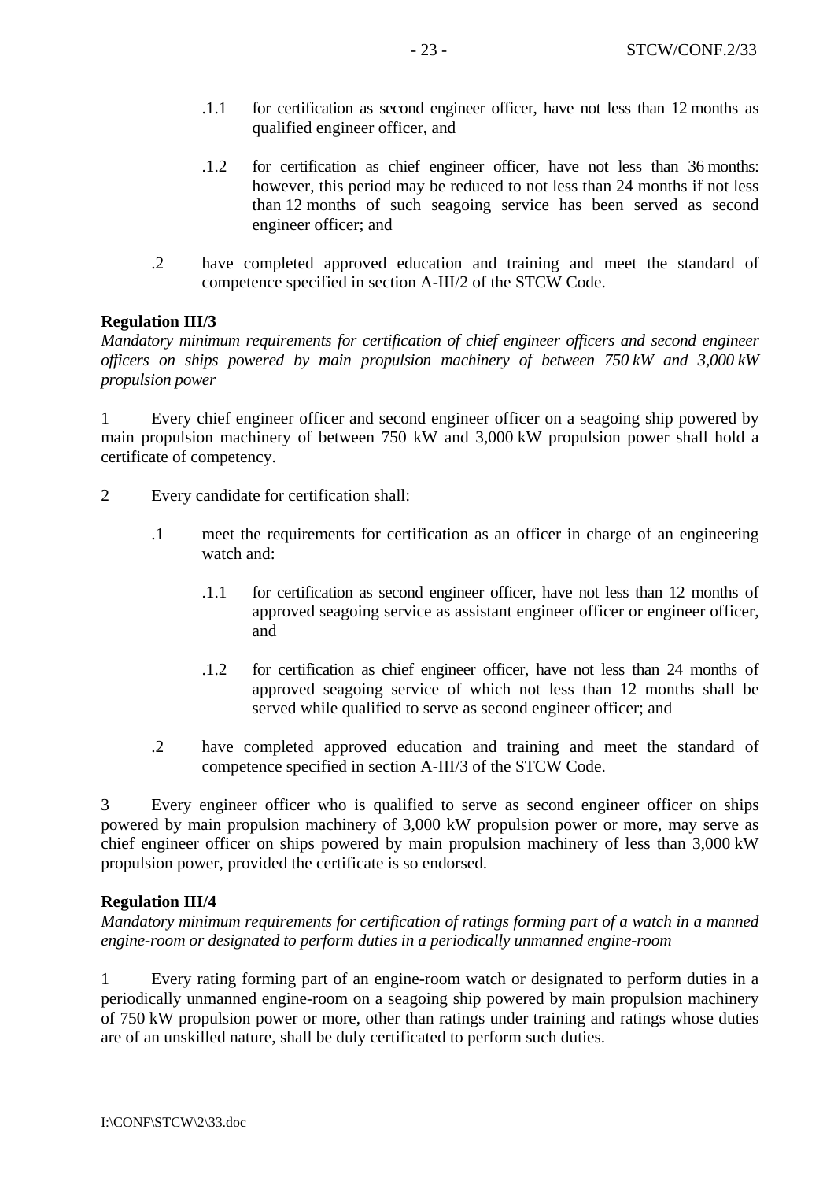.1.1 for certification as second engineer officer, have not less than 12 months as qualified engineer officer, and

.1.2 for certification as chief engineer officer, have not less than 36 months: however, this period may be reduced to not less than 24 months if not less than 12 months of such seagoing service has been served as second engineer officer; and

.2 have completed approved education and training and meet the standard of competence specified in section A-III/2 of the STCW Code.

**Regulation III/3**

*Mandatory minimum requirements for certification of chief engineer officers and second engineer officers on ships powered by main propulsion machinery of between 750 kW and 3,000 kW propulsion power*

1 Every chief engineer officer and second engineer officer on a seagoing ship powered by main propulsion machinery of between 750 kW and 3,000 kW propulsion power shall hold a certificate of competency.

2 Every candidate for certification shall:

.1 meet the requirements for certification as an officer in charge of an engineering watch and:

.1.1 for certification as second engineer officer, have not less than 12 months of approved seagoing service as assistant engineer officer or engineer officer, and

.1.2 for certification as chief engineer officer, have not less than 24 months of approved seagoing service of which not less than 12 months shall be served while qualified to serve as second engineer officer; and

.2 have completed approved education and training and meet the standard of competence specified in section A-III/3 of the STCW Code.

3 Every engineer officer who is qualified to serve as second engineer officer on ships powered by main propulsion machinery of 3,000 kW propulsion power or more, may serve as chief engineer officer on ships powered by main propulsion machinery of less than 3,000 kW propulsion power, provided the certificate is so endorsed.

**Regulation III/4**

*Mandatory minimum requirements for certification of ratings forming part of a watch in a manned engine-room or designated to perform duties in a periodically unmanned engine-room*

1 Every rating forming part of an engine-room watch or designated to perform duties in a periodically unmanned engine-room on a seagoing ship powered by main propulsion machinery of 750 kW propulsion power or more, other than ratings under training and ratings whose duties are of an unskilled nature, shall be duly certificated to perform such duties.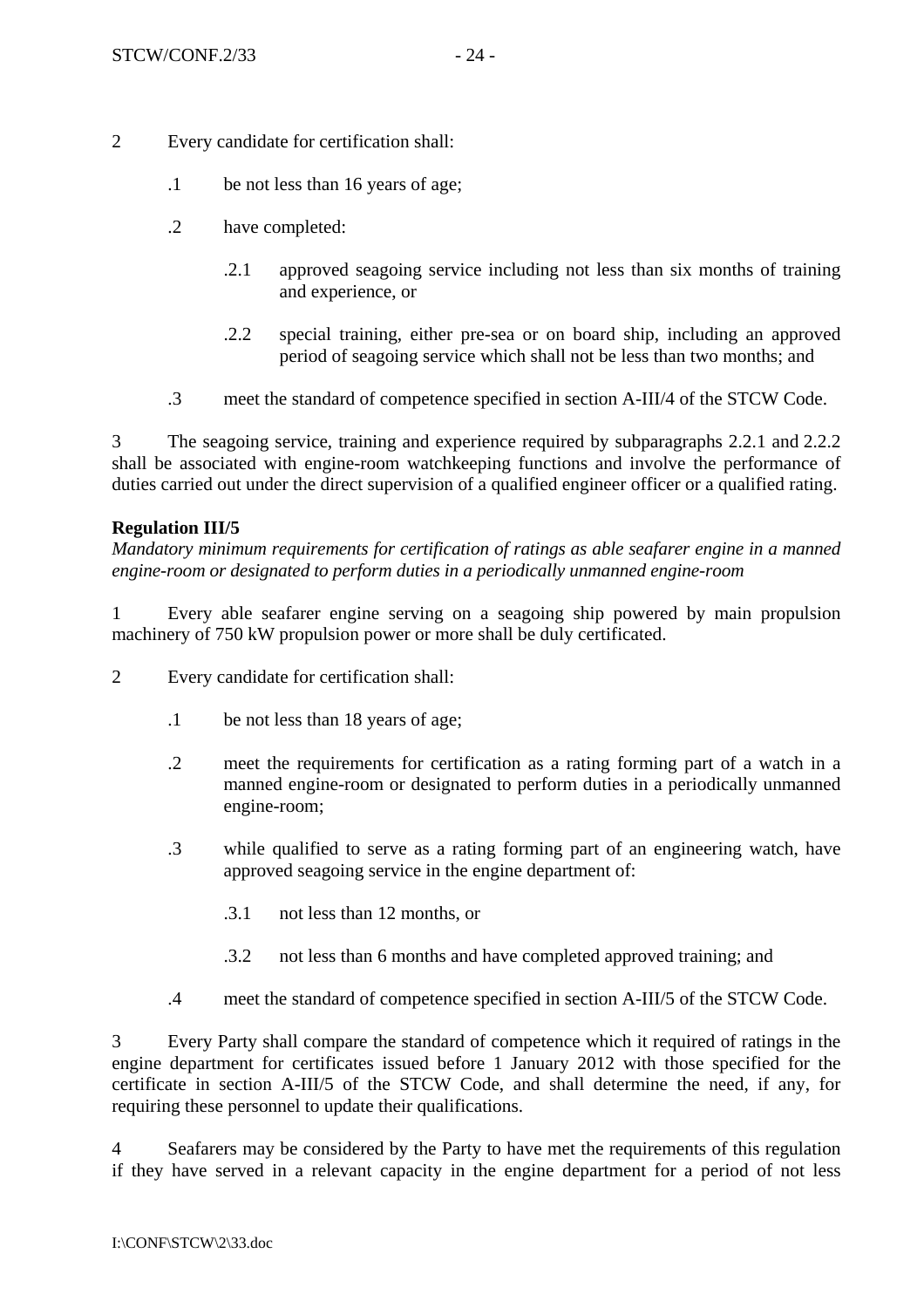2 Every candidate for certification shall:

.1 be not less than 16 years of age;

.2 have completed:

.2.1 approved seagoing service including not less than six months of training and experience, or

.2.2 special training, either pre-sea or on board ship, including an approved period of seagoing service which shall not be less than two months; and

.3 meet the standard of competence specified in section A-III/4 of the STCW Code.

3 The seagoing service, training and experience required by subparagraphs 2.2.1 and 2.2.2 shall be associated with engine-room watchkeeping functions and involve the performance of duties carried out under the direct supervision of a qualified engineer officer or a qualified rating.

**Regulation III/5**

*Mandatory minimum requirements for certification of ratings as able seafarer engine in a manned engine-room or designated to perform duties in a periodically unmanned engine-room*

1 Every able seafarer engine serving on a seagoing ship powered by main propulsion machinery of 750 kW propulsion power or more shall be duly certificated.

2 Every candidate for certification shall:

.1 be not less than 18 years of age;

.2 meet the requirements for certification as a rating forming part of a watch in a manned engine-room or designated to perform duties in a periodically unmanned engine-room;

.3 while qualified to serve as a rating forming part of an engineering watch, have approved seagoing service in the engine department of:

.3.1 not less than 12 months, or

.3.2 not less than 6 months and have completed approved training; and

.4 meet the standard of competence specified in section A-III/5 of the STCW Code.

3 Every Party shall compare the standard of competence which it required of ratings in the engine department for certificates issued before 1 January 2012 with those specified for the certificate in section A-III/5 of the STCW Code, and shall determine the need, if any, for requiring these personnel to update their qualifications.

4 Seafarers may be considered by the Party to have met the requirements of this regulation if they have served in a relevant capacity in the engine department for a period of not less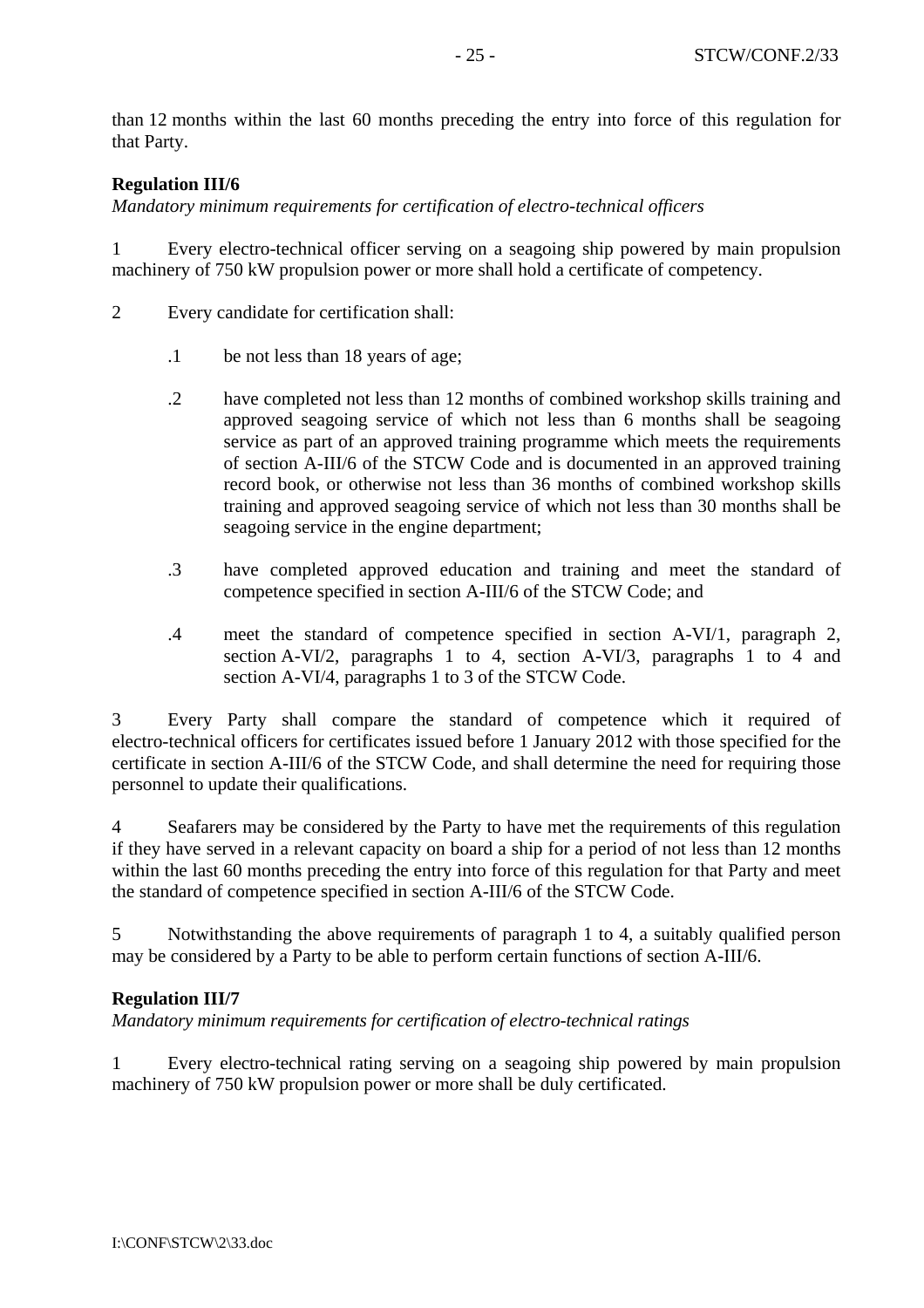than 12 months within the last 60 months preceding the entry into force of this regulation for that Party.

**Regulation III/6**

*Mandatory minimum requirements for certification of electro-technical officers*

1 Every electro-technical officer serving on a seagoing ship powered by main propulsion machinery of 750 kW propulsion power or more shall hold a certificate of competency.

2 Every candidate for certification shall:

.1 be not less than 18 years of age;

.2 have completed not less than 12 months of combined workshop skills training and approved seagoing service of which not less than 6 months shall be seagoing service as part of an approved training programme which meets the requirements of section A-III/6 of the STCW Code and is documented in an approved training record book, or otherwise not less than 36 months of combined workshop skills training and approved seagoing service of which not less than 30 months shall be seagoing service in the engine department;

.3 have completed approved education and training and meet the standard of competence specified in section A-III/6 of the STCW Code; and

.4 meet the standard of competence specified in section A-VI/1, paragraph 2, section A-VI/2, paragraphs 1 to 4, section A-VI/3, paragraphs 1 to 4 and section A-VI/4, paragraphs 1 to 3 of the STCW Code.

3 Every Party shall compare the standard of competence which it required of electro-technical officers for certificates issued before 1 January 2012 with those specified for the certificate in section A-III/6 of the STCW Code, and shall determine the need for requiring those personnel to update their qualifications.

4 Seafarers may be considered by the Party to have met the requirements of this regulation if they have served in a relevant capacity on board a ship for a period of not less than 12 months within the last 60 months preceding the entry into force of this regulation for that Party and meet the standard of competence specified in section A-III/6 of the STCW Code.

5 Notwithstanding the above requirements of paragraph 1 to 4, a suitably qualified person may be considered by a Party to be able to perform certain functions of section A-III/6.

**Regulation III/7**

*Mandatory minimum requirements for certification of electro-technical ratings*

1 Every electro-technical rating serving on a seagoing ship powered by main propulsion machinery of 750 kW propulsion power or more shall be duly certificated.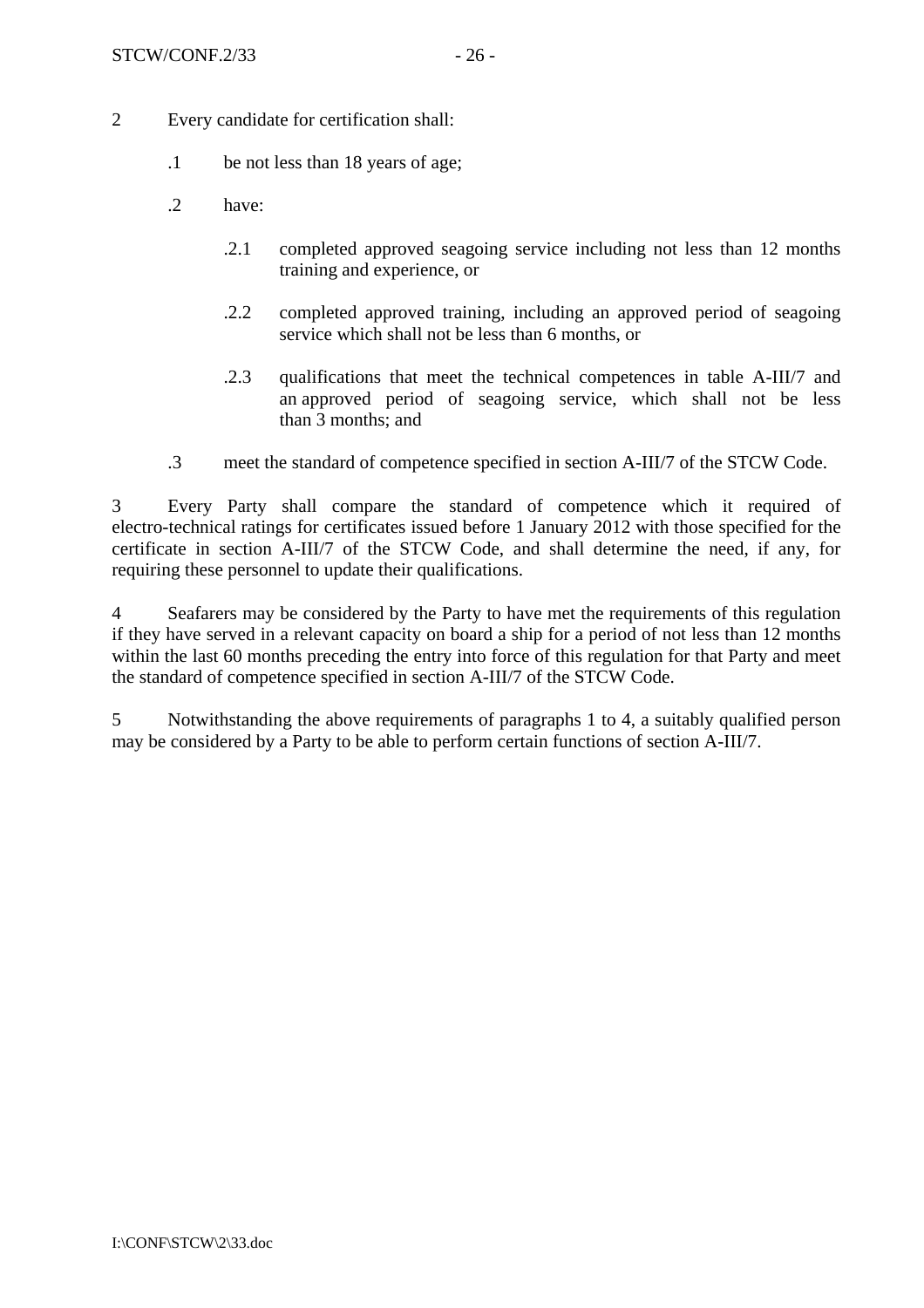2 Every candidate for certification shall:

.1 be not less than 18 years of age;

.2 have:

.2.1 completed approved seagoing service including not less than 12 months training and experience, or

.2.2 completed approved training, including an approved period of seagoing service which shall not be less than 6 months, or

.2.3 qualifications that meet the technical competences in table A-III/7 and an approved period of seagoing service, which shall not be less than 3 months; and

.3 meet the standard of competence specified in section A-III/7 of the STCW Code.

3 Every Party shall compare the standard of competence which it required of electro-technical ratings for certificates issued before 1 January 2012 with those specified for the certificate in section A-III/7 of the STCW Code, and shall determine the need, if any, for requiring these personnel to update their qualifications.

4 Seafarers may be considered by the Party to have met the requirements of this regulation if they have served in a relevant capacity on board a ship for a period of not less than 12 months within the last 60 months preceding the entry into force of this regulation for that Party and meet the standard of competence specified in section A-III/7 of the STCW Code.

5 Notwithstanding the above requirements of paragraphs 1 to 4, a suitably qualified person may be considered by a Party to be able to perform certain functions of section A-III/7.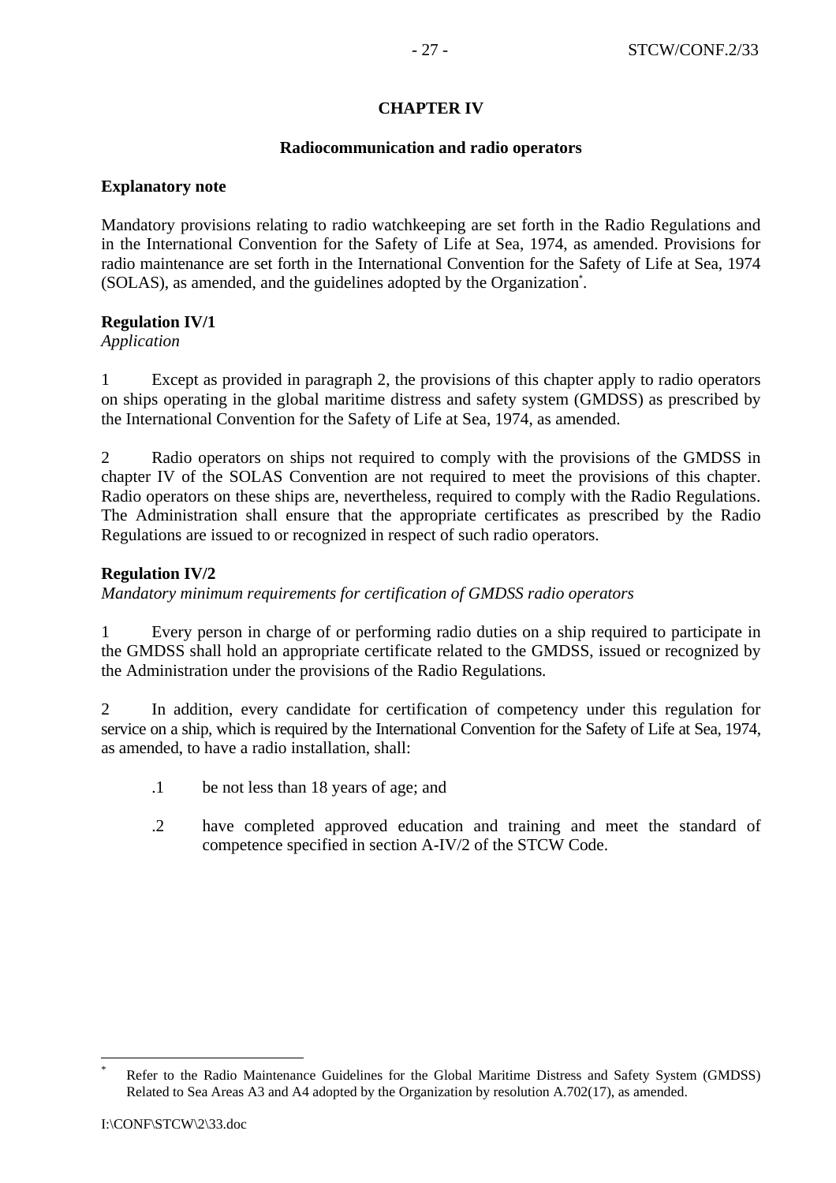# CHAPTER IV

## Radiocommunication and radio operators

**Explanatory note**

Mandatory provisions relating to radio watchkeeping are set forth in the Radio Regulations and in the International Convention for the Safety of Life at Sea, 1974, as amended. Provisions for radio maintenance are set forth in the International Convention for the Safety of Life at Sea, 1974 (SOLAS), as amended, and the guidelines adopted by the Organization*.

**Regulation IV/1**
*Application*

1 Except as provided in paragraph 2, the provisions of this chapter apply to radio operators on ships operating in the global maritime distress and safety system (GMDSS) as prescribed by the International Convention for the Safety of Life at Sea, 1974, as amended.

2 Radio operators on ships not required to comply with the provisions of the GMDSS in chapter IV of the SOLAS Convention are not required to meet the provisions of this chapter. Radio operators on these ships are, nevertheless, required to comply with the Radio Regulations. The Administration shall ensure that the appropriate certificates as prescribed by the Radio Regulations are issued to or recognized in respect of such radio operators.

**Regulation IV/2**
*Mandatory minimum requirements for certification of GMDSS radio operators*

1 Every person in charge of or performing radio duties on a ship required to participate in the GMDSS shall hold an appropriate certificate related to the GMDSS, issued or recognized by the Administration under the provisions of the Radio Regulations.

2 In addition, every candidate for certification of competency under this regulation for service on a ship, which is required by the International Convention for the Safety of Life at Sea, 1974, as amended, to have a radio installation, shall:

- .1 be not less than 18 years of age; and
- .2 have completed approved education and training and meet the standard of competence specified in section A-IV/2 of the STCW Code.

---

\* Refer to the Radio Maintenance Guidelines for the Global Maritime Distress and Safety System (GMDSS) Related to Sea Areas A3 and A4 adopted by the Organization by resolution A.702(17), as amended.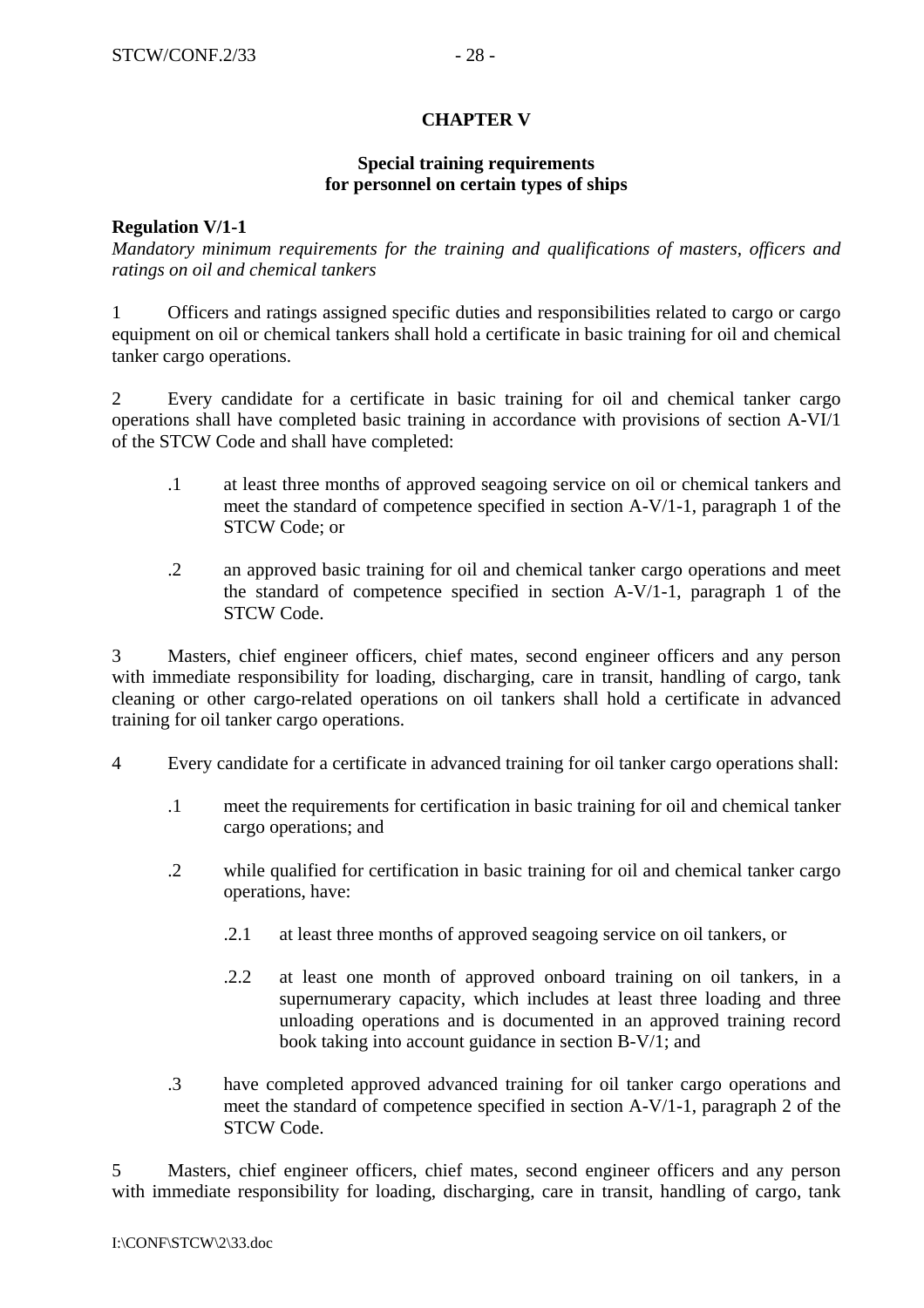**CHAPTER V**

**Special training requirements for personnel on certain types of ships**

**Regulation V/1-1**

*Mandatory minimum requirements for the training and qualifications of masters, officers and ratings on oil and chemical tankers*

1 Officers and ratings assigned specific duties and responsibilities related to cargo or cargo equipment on oil or chemical tankers shall hold a certificate in basic training for oil and chemical tanker cargo operations.

2 Every candidate for a certificate in basic training for oil and chemical tanker cargo operations shall have completed basic training in accordance with provisions of section A-VI/1 of the STCW Code and shall have completed:

.1 at least three months of approved seagoing service on oil or chemical tankers and meet the standard of competence specified in section A-V/1-1, paragraph 1 of the STCW Code; or

.2 an approved basic training for oil and chemical tanker cargo operations and meet the standard of competence specified in section A-V/1-1, paragraph 1 of the STCW Code.

3 Masters, chief engineer officers, chief mates, second engineer officers and any person with immediate responsibility for loading, discharging, care in transit, handling of cargo, tank cleaning or other cargo-related operations on oil tankers shall hold a certificate in advanced training for oil tanker cargo operations.

4 Every candidate for a certificate in advanced training for oil tanker cargo operations shall:

.1 meet the requirements for certification in basic training for oil and chemical tanker cargo operations; and

.2 while qualified for certification in basic training for oil and chemical tanker cargo operations, have:

.2.1 at least three months of approved seagoing service on oil tankers, or

.2.2 at least one month of approved onboard training on oil tankers, in a supernumerary capacity, which includes at least three loading and three unloading operations and is documented in an approved training record book taking into account guidance in section B-V/1; and

.3 have completed approved advanced training for oil tanker cargo operations and meet the standard of competence specified in section A-V/1-1, paragraph 2 of the STCW Code.

5 Masters, chief engineer officers, chief mates, second engineer officers and any person with immediate responsibility for loading, discharging, care in transit, handling of cargo, tank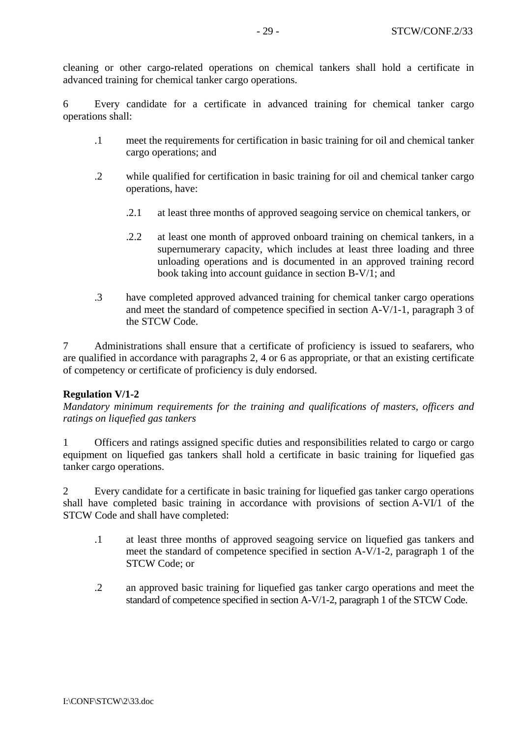cleaning or other cargo-related operations on chemical tankers shall hold a certificate in advanced training for chemical tanker cargo operations.

6 Every candidate for a certificate in advanced training for chemical tanker cargo operations shall:

- .1 meet the requirements for certification in basic training for oil and chemical tanker cargo operations; and

- .2 while qualified for certification in basic training for oil and chemical tanker cargo operations, have:

  - .2.1 at least three months of approved seagoing service on chemical tankers, or

  - .2.2 at least one month of approved onboard training on chemical tankers, in a supernumerary capacity, which includes at least three loading and three unloading operations and is documented in an approved training record book taking into account guidance in section B-V/1; and

- .3 have completed approved advanced training for chemical tanker cargo operations and meet the standard of competence specified in section A-V/1-1, paragraph 3 of the STCW Code.

7 Administrations shall ensure that a certificate of proficiency is issued to seafarers, who are qualified in accordance with paragraphs 2, 4 or 6 as appropriate, or that an existing certificate of competency or certificate of proficiency is duly endorsed.

**Regulation V/1-2**

*Mandatory minimum requirements for the training and qualifications of masters, officers and ratings on liquefied gas tankers*

1 Officers and ratings assigned specific duties and responsibilities related to cargo or cargo equipment on liquefied gas tankers shall hold a certificate in basic training for liquefied gas tanker cargo operations.

2 Every candidate for a certificate in basic training for liquefied gas tanker cargo operations shall have completed basic training in accordance with provisions of section A-VI/1 of the STCW Code and shall have completed:

- .1 at least three months of approved seagoing service on liquefied gas tankers and meet the standard of competence specified in section A-V/1-2, paragraph 1 of the STCW Code; or

- .2 an approved basic training for liquefied gas tanker cargo operations and meet the standard of competence specified in section A-V/1-2, paragraph 1 of the STCW Code.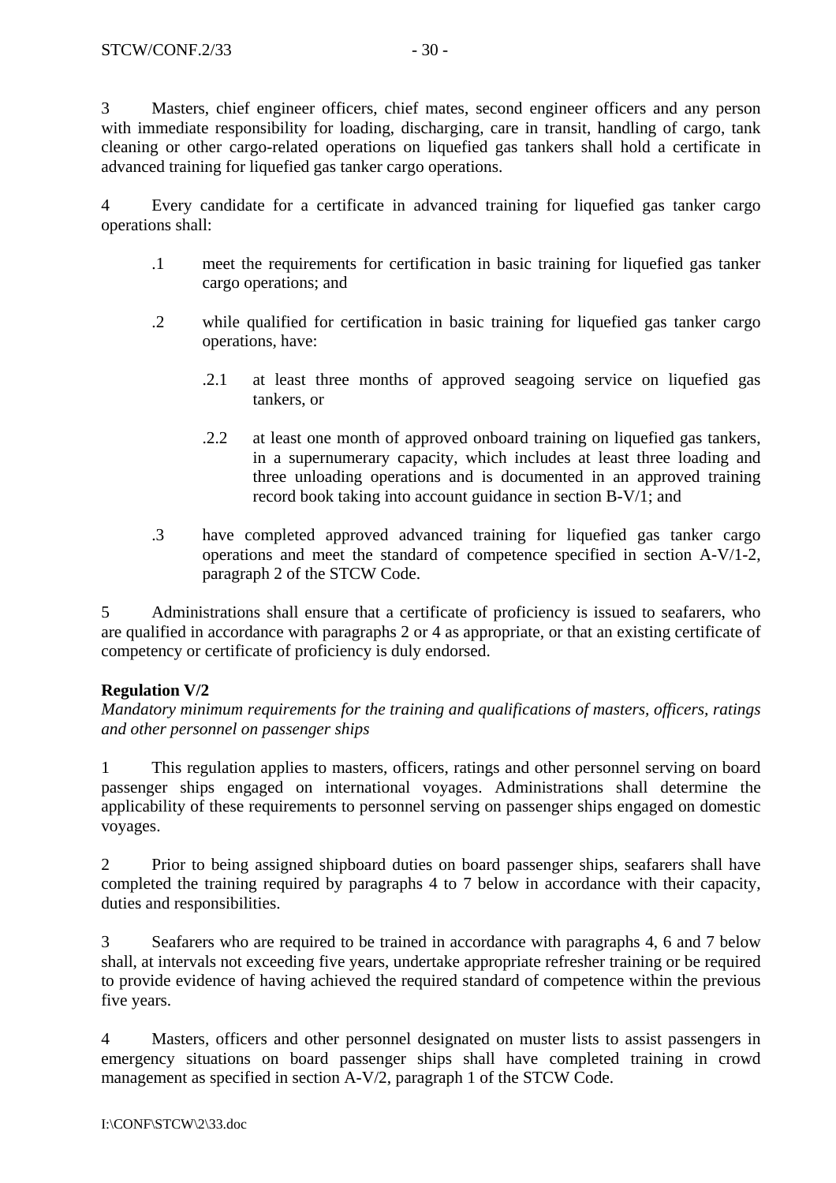3 Masters, chief engineer officers, chief mates, second engineer officers and any person with immediate responsibility for loading, discharging, care in transit, handling of cargo, tank cleaning or other cargo-related operations on liquefied gas tankers shall hold a certificate in advanced training for liquefied gas tanker cargo operations.

4 Every candidate for a certificate in advanced training for liquefied gas tanker cargo operations shall:

- .1 meet the requirements for certification in basic training for liquefied gas tanker cargo operations; and
- .2 while qualified for certification in basic training for liquefied gas tanker cargo operations, have:
  - .2.1 at least three months of approved seagoing service on liquefied gas tankers, or
  - .2.2 at least one month of approved onboard training on liquefied gas tankers, in a supernumerary capacity, which includes at least three loading and three unloading operations and is documented in an approved training record book taking into account guidance in section B-V/1; and
- .3 have completed approved advanced training for liquefied gas tanker cargo operations and meet the standard of competence specified in section A-V/1-2, paragraph 2 of the STCW Code.

5 Administrations shall ensure that a certificate of proficiency is issued to seafarers, who are qualified in accordance with paragraphs 2 or 4 as appropriate, or that an existing certificate of competency or certificate of proficiency is duly endorsed.

**Regulation V/2**

*Mandatory minimum requirements for the training and qualifications of masters, officers, ratings and other personnel on passenger ships*

1 This regulation applies to masters, officers, ratings and other personnel serving on board passenger ships engaged on international voyages. Administrations shall determine the applicability of these requirements to personnel serving on passenger ships engaged on domestic voyages.

2 Prior to being assigned shipboard duties on board passenger ships, seafarers shall have completed the training required by paragraphs 4 to 7 below in accordance with their capacity, duties and responsibilities.

3 Seafarers who are required to be trained in accordance with paragraphs 4, 6 and 7 below shall, at intervals not exceeding five years, undertake appropriate refresher training or be required to provide evidence of having achieved the required standard of competence within the previous five years.

4 Masters, officers and other personnel designated on muster lists to assist passengers in emergency situations on board passenger ships shall have completed training in crowd management as specified in section A-V/2, paragraph 1 of the STCW Code.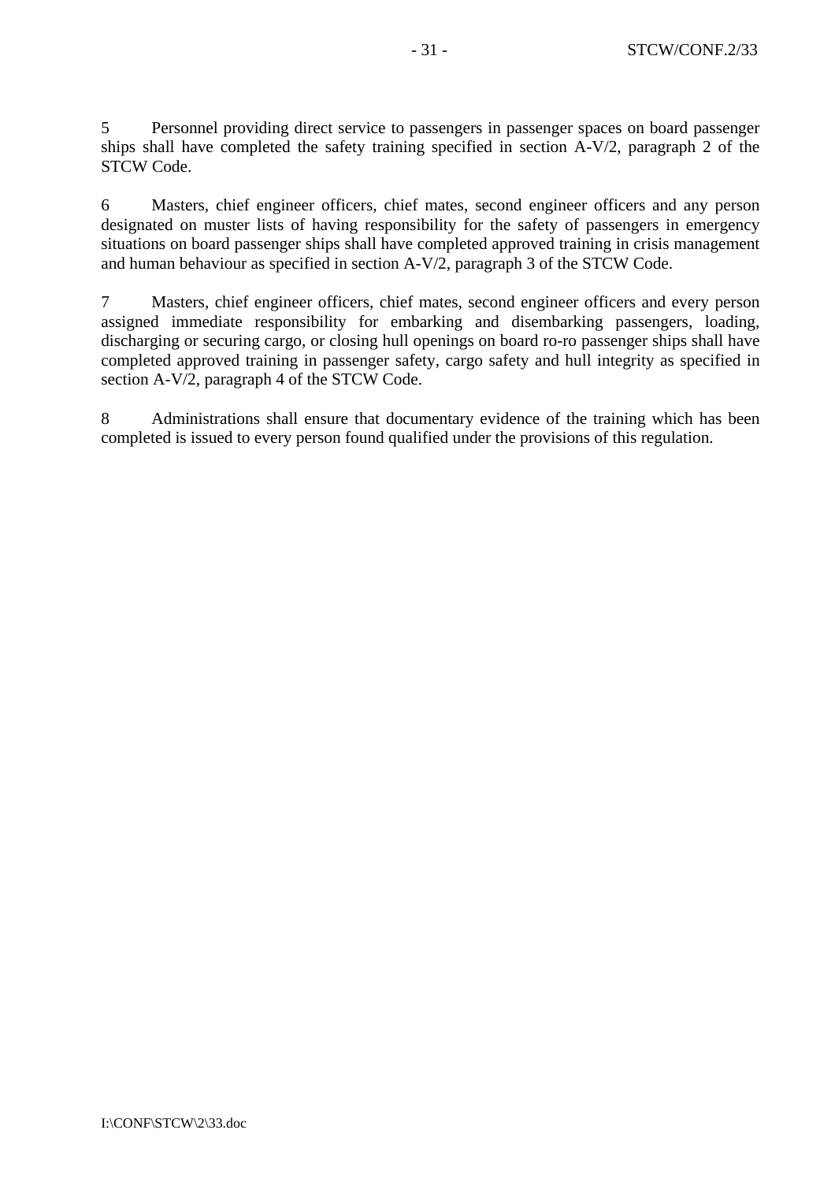5 Personnel providing direct service to passengers in passenger spaces on board passenger ships shall have completed the safety training specified in section A-V/2, paragraph 2 of the STCW Code.

6 Masters, chief engineer officers, chief mates, second engineer officers and any person designated on muster lists of having responsibility for the safety of passengers in emergency situations on board passenger ships shall have completed approved training in crisis management and human behaviour as specified in section A-V/2, paragraph 3 of the STCW Code.

7 Masters, chief engineer officers, chief mates, second engineer officers and every person assigned immediate responsibility for embarking and disembarking passengers, loading, discharging or securing cargo, or closing hull openings on board ro-ro passenger ships shall have completed approved training in passenger safety, cargo safety and hull integrity as specified in section A-V/2, paragraph 4 of the STCW Code.

8 Administrations shall ensure that documentary evidence of the training which has been completed is issued to every person found qualified under the provisions of this regulation.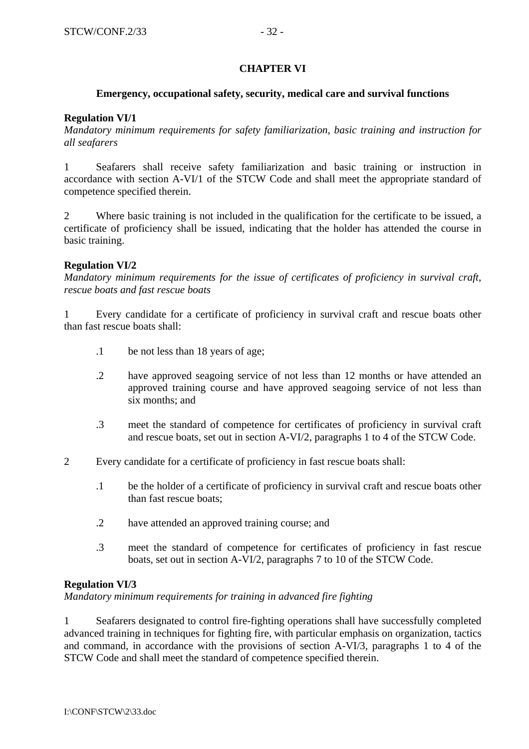# CHAPTER VI

## Emergency, occupational safety, security, medical care and survival functions

**Regulation VI/1**
*Mandatory minimum requirements for safety familiarization, basic training and instruction for all seafarers*

1 Seafarers shall receive safety familiarization and basic training or instruction in accordance with section A-VI/1 of the STCW Code and shall meet the appropriate standard of competence specified therein.

2 Where basic training is not included in the qualification for the certificate to be issued, a certificate of proficiency shall be issued, indicating that the holder has attended the course in basic training.

**Regulation VI/2**
*Mandatory minimum requirements for the issue of certificates of proficiency in survival craft, rescue boats and fast rescue boats*

1 Every candidate for a certificate of proficiency in survival craft and rescue boats other than fast rescue boats shall:

.1 be not less than 18 years of age;

.2 have approved seagoing service of not less than 12 months or have attended an approved training course and have approved seagoing service of not less than six months; and

.3 meet the standard of competence for certificates of proficiency in survival craft and rescue boats, set out in section A-VI/2, paragraphs 1 to 4 of the STCW Code.

2 Every candidate for a certificate of proficiency in fast rescue boats shall:

.1 be the holder of a certificate of proficiency in survival craft and rescue boats other than fast rescue boats;

.2 have attended an approved training course; and

.3 meet the standard of competence for certificates of proficiency in fast rescue boats, set out in section A-VI/2, paragraphs 7 to 10 of the STCW Code.

**Regulation VI/3**
*Mandatory minimum requirements for training in advanced fire fighting*

1 Seafarers designated to control fire-fighting operations shall have successfully completed advanced training in techniques for fighting fire, with particular emphasis on organization, tactics and command, in accordance with the provisions of section A-VI/3, paragraphs 1 to 4 of the STCW Code and shall meet the standard of competence specified therein.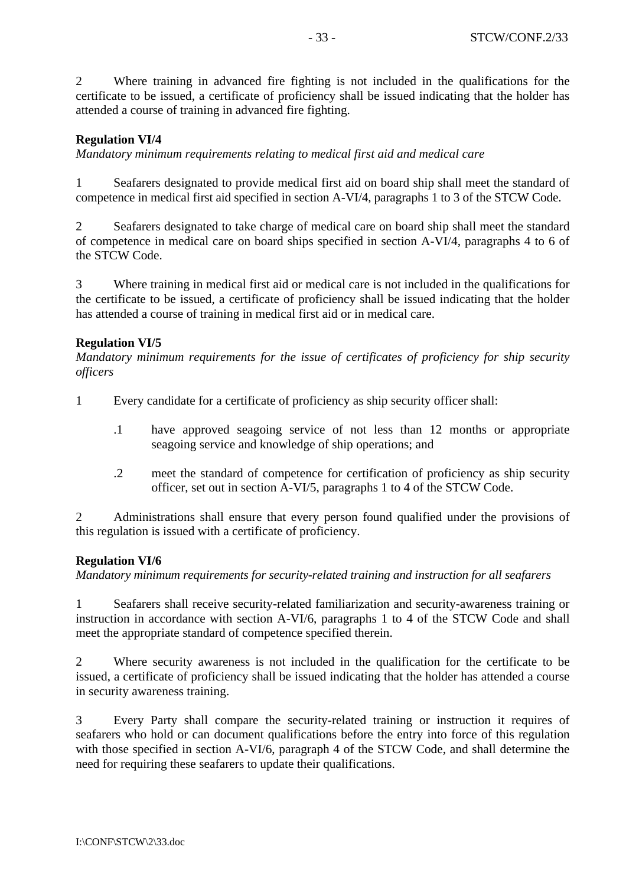2 Where training in advanced fire fighting is not included in the qualifications for the certificate to be issued, a certificate of proficiency shall be issued indicating that the holder has attended a course of training in advanced fire fighting.

**Regulation VI/4**

*Mandatory minimum requirements relating to medical first aid and medical care*

1 Seafarers designated to provide medical first aid on board ship shall meet the standard of competence in medical first aid specified in section A-VI/4, paragraphs 1 to 3 of the STCW Code.

2 Seafarers designated to take charge of medical care on board ship shall meet the standard of competence in medical care on board ships specified in section A-VI/4, paragraphs 4 to 6 of the STCW Code.

3 Where training in medical first aid or medical care is not included in the qualifications for the certificate to be issued, a certificate of proficiency shall be issued indicating that the holder has attended a course of training in medical first aid or in medical care.

**Regulation VI/5**

*Mandatory minimum requirements for the issue of certificates of proficiency for ship security officers*

1 Every candidate for a certificate of proficiency as ship security officer shall:

.1 have approved seagoing service of not less than 12 months or appropriate seagoing service and knowledge of ship operations; and

.2 meet the standard of competence for certification of proficiency as ship security officer, set out in section A-VI/5, paragraphs 1 to 4 of the STCW Code.

2 Administrations shall ensure that every person found qualified under the provisions of this regulation is issued with a certificate of proficiency.

**Regulation VI/6**

*Mandatory minimum requirements for security-related training and instruction for all seafarers*

1 Seafarers shall receive security-related familiarization and security-awareness training or instruction in accordance with section A-VI/6, paragraphs 1 to 4 of the STCW Code and shall meet the appropriate standard of competence specified therein.

2 Where security awareness is not included in the qualification for the certificate to be issued, a certificate of proficiency shall be issued indicating that the holder has attended a course in security awareness training.

3 Every Party shall compare the security-related training or instruction it requires of seafarers who hold or can document qualifications before the entry into force of this regulation with those specified in section A-VI/6, paragraph 4 of the STCW Code, and shall determine the need for requiring these seafarers to update their qualifications.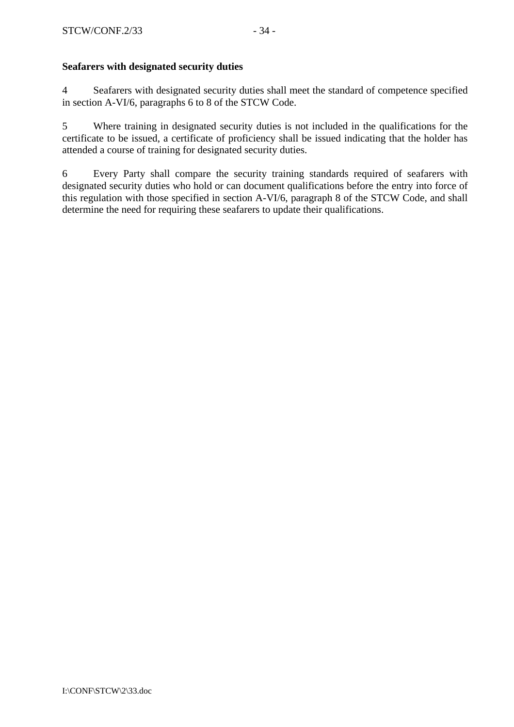**Seafarers with designated security duties**

4 Seafarers with designated security duties shall meet the standard of competence specified in section A-VI/6, paragraphs 6 to 8 of the STCW Code.

5 Where training in designated security duties is not included in the qualifications for the certificate to be issued, a certificate of proficiency shall be issued indicating that the holder has attended a course of training for designated security duties.

6 Every Party shall compare the security training standards required of seafarers with designated security duties who hold or can document qualifications before the entry into force of this regulation with those specified in section A-VI/6, paragraph 8 of the STCW Code, and shall determine the need for requiring these seafarers to update their qualifications.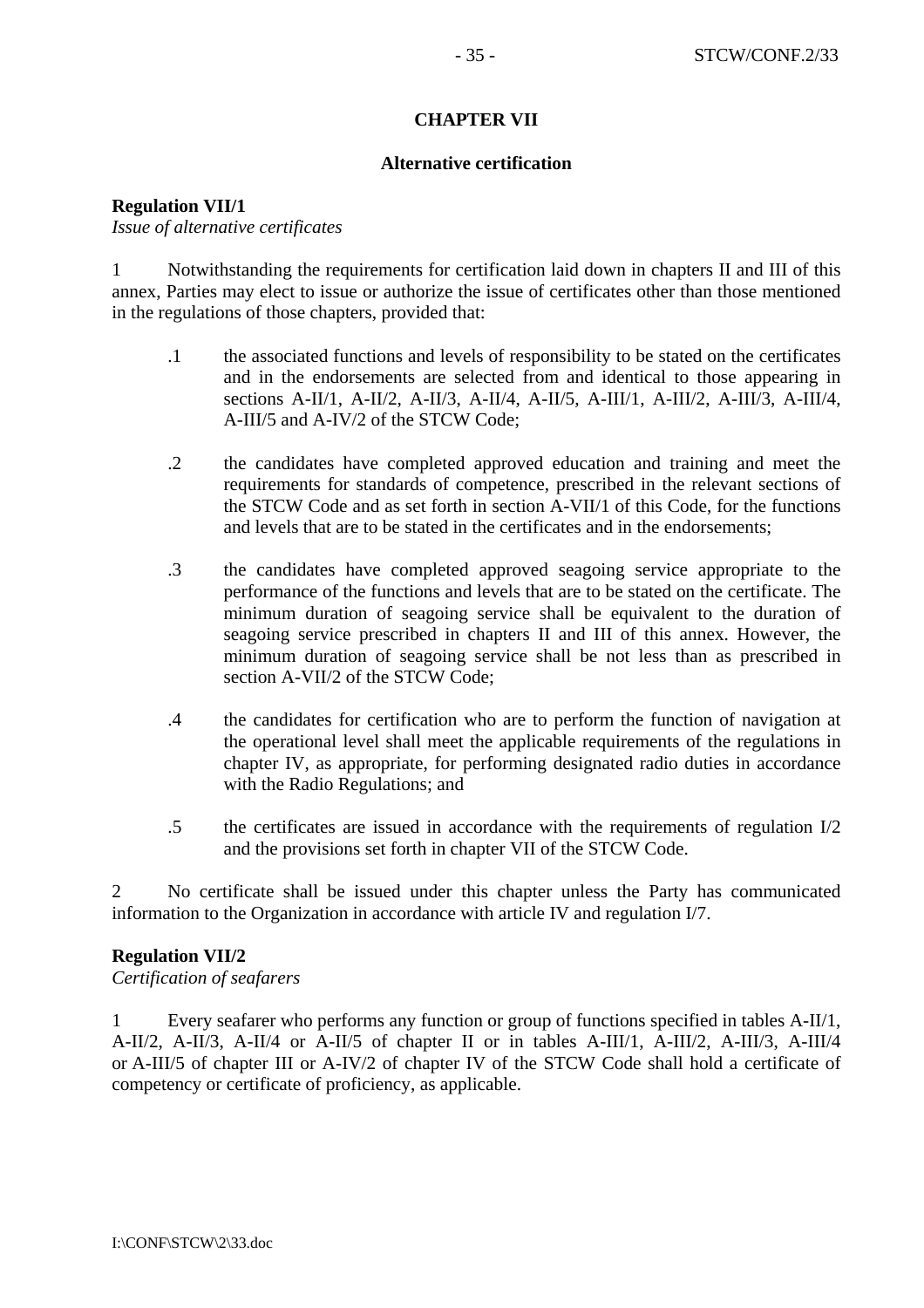# CHAPTER VII

## Alternative certification

**Regulation VII/1**
*Issue of alternative certificates*

1 Notwithstanding the requirements for certification laid down in chapters II and III of this annex, Parties may elect to issue or authorize the issue of certificates other than those mentioned in the regulations of those chapters, provided that:

.1 the associated functions and levels of responsibility to be stated on the certificates and in the endorsements are selected from and identical to those appearing in sections A-II/1, A-II/2, A-II/3, A-II/4, A-II/5, A-III/1, A-III/2, A-III/3, A-III/4, A-III/5 and A-IV/2 of the STCW Code;

.2 the candidates have completed approved education and training and meet the requirements for standards of competence, prescribed in the relevant sections of the STCW Code and as set forth in section A-VII/1 of this Code, for the functions and levels that are to be stated in the certificates and in the endorsements;

.3 the candidates have completed approved seagoing service appropriate to the performance of the functions and levels that are to be stated on the certificate. The minimum duration of seagoing service shall be equivalent to the duration of seagoing service prescribed in chapters II and III of this annex. However, the minimum duration of seagoing service shall be not less than as prescribed in section A-VII/2 of the STCW Code;

.4 the candidates for certification who are to perform the function of navigation at the operational level shall meet the applicable requirements of the regulations in chapter IV, as appropriate, for performing designated radio duties in accordance with the Radio Regulations; and

.5 the certificates are issued in accordance with the requirements of regulation I/2 and the provisions set forth in chapter VII of the STCW Code.

2 No certificate shall be issued under this chapter unless the Party has communicated information to the Organization in accordance with article IV and regulation I/7.

**Regulation VII/2**
*Certification of seafarers*

1 Every seafarer who performs any function or group of functions specified in tables A-II/1, A-II/2, A-II/3, A-II/4 or A-II/5 of chapter II or in tables A-III/1, A-III/2, A-III/3, A-III/4 or A-III/5 of chapter III or A-IV/2 of chapter IV of the STCW Code shall hold a certificate of competency or certificate of proficiency, as applicable.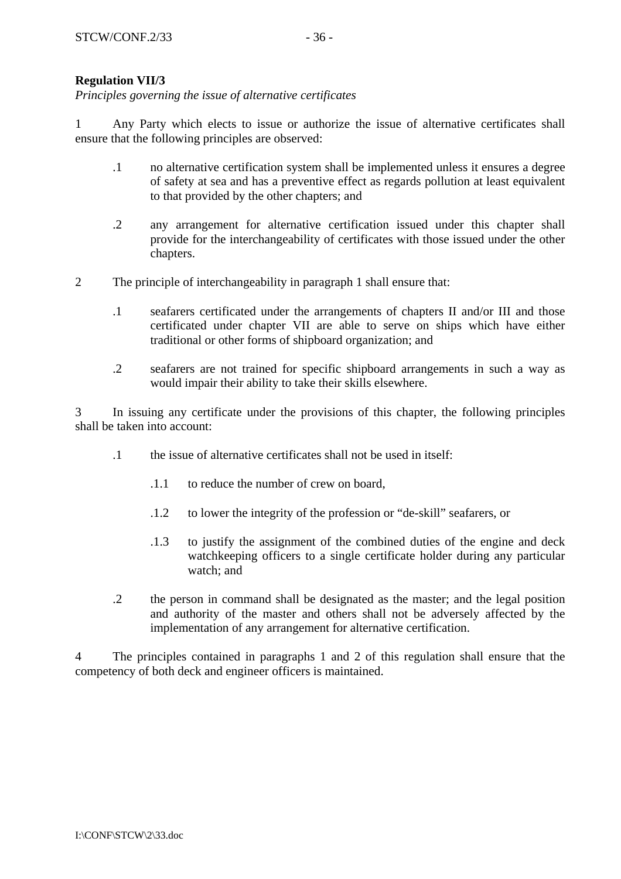**Regulation VII/3**
*Principles governing the issue of alternative certificates*

1 Any Party which elects to issue or authorize the issue of alternative certificates shall ensure that the following principles are observed:

.1 no alternative certification system shall be implemented unless it ensures a degree of safety at sea and has a preventive effect as regards pollution at least equivalent to that provided by the other chapters; and

.2 any arrangement for alternative certification issued under this chapter shall provide for the interchangeability of certificates with those issued under the other chapters.

2 The principle of interchangeability in paragraph 1 shall ensure that:

.1 seafarers certificated under the arrangements of chapters II and/or III and those certificated under chapter VII are able to serve on ships which have either traditional or other forms of shipboard organization; and

.2 seafarers are not trained for specific shipboard arrangements in such a way as would impair their ability to take their skills elsewhere.

3 In issuing any certificate under the provisions of this chapter, the following principles shall be taken into account:

.1 the issue of alternative certificates shall not be used in itself:

.1.1 to reduce the number of crew on board,

.1.2 to lower the integrity of the profession or "de-skill" seafarers, or

.1.3 to justify the assignment of the combined duties of the engine and deck watchkeeping officers to a single certificate holder during any particular watch; and

.2 the person in command shall be designated as the master; and the legal position and authority of the master and others shall not be adversely affected by the implementation of any arrangement for alternative certification.

4 The principles contained in paragraphs 1 and 2 of this regulation shall ensure that the competency of both deck and engineer officers is maintained.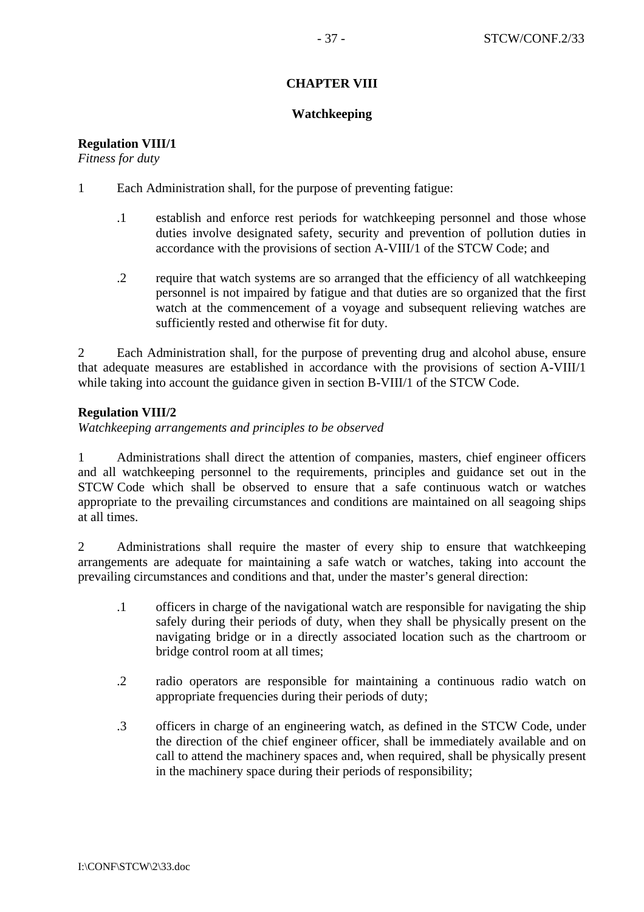## CHAPTER VIII

### Watchkeeping

**Regulation VIII/1**
*Fitness for duty*

1 Each Administration shall, for the purpose of preventing fatigue:

.1 establish and enforce rest periods for watchkeeping personnel and those whose duties involve designated safety, security and prevention of pollution duties in accordance with the provisions of section A-VIII/1 of the STCW Code; and

.2 require that watch systems are so arranged that the efficiency of all watchkeeping personnel is not impaired by fatigue and that duties are so organized that the first watch at the commencement of a voyage and subsequent relieving watches are sufficiently rested and otherwise fit for duty.

2 Each Administration shall, for the purpose of preventing drug and alcohol abuse, ensure that adequate measures are established in accordance with the provisions of section A-VIII/1 while taking into account the guidance given in section B-VIII/1 of the STCW Code.

**Regulation VIII/2**
*Watchkeeping arrangements and principles to be observed*

1 Administrations shall direct the attention of companies, masters, chief engineer officers and all watchkeeping personnel to the requirements, principles and guidance set out in the STCW Code which shall be observed to ensure that a safe continuous watch or watches appropriate to the prevailing circumstances and conditions are maintained on all seagoing ships at all times.

2 Administrations shall require the master of every ship to ensure that watchkeeping arrangements are adequate for maintaining a safe watch or watches, taking into account the prevailing circumstances and conditions and that, under the master's general direction:

.1 officers in charge of the navigational watch are responsible for navigating the ship safely during their periods of duty, when they shall be physically present on the navigating bridge or in a directly associated location such as the chartroom or bridge control room at all times;

.2 radio operators are responsible for maintaining a continuous radio watch on appropriate frequencies during their periods of duty;

.3 officers in charge of an engineering watch, as defined in the STCW Code, under the direction of the chief engineer officer, shall be immediately available and on call to attend the machinery spaces and, when required, shall be physically present in the machinery space during their periods of responsibility;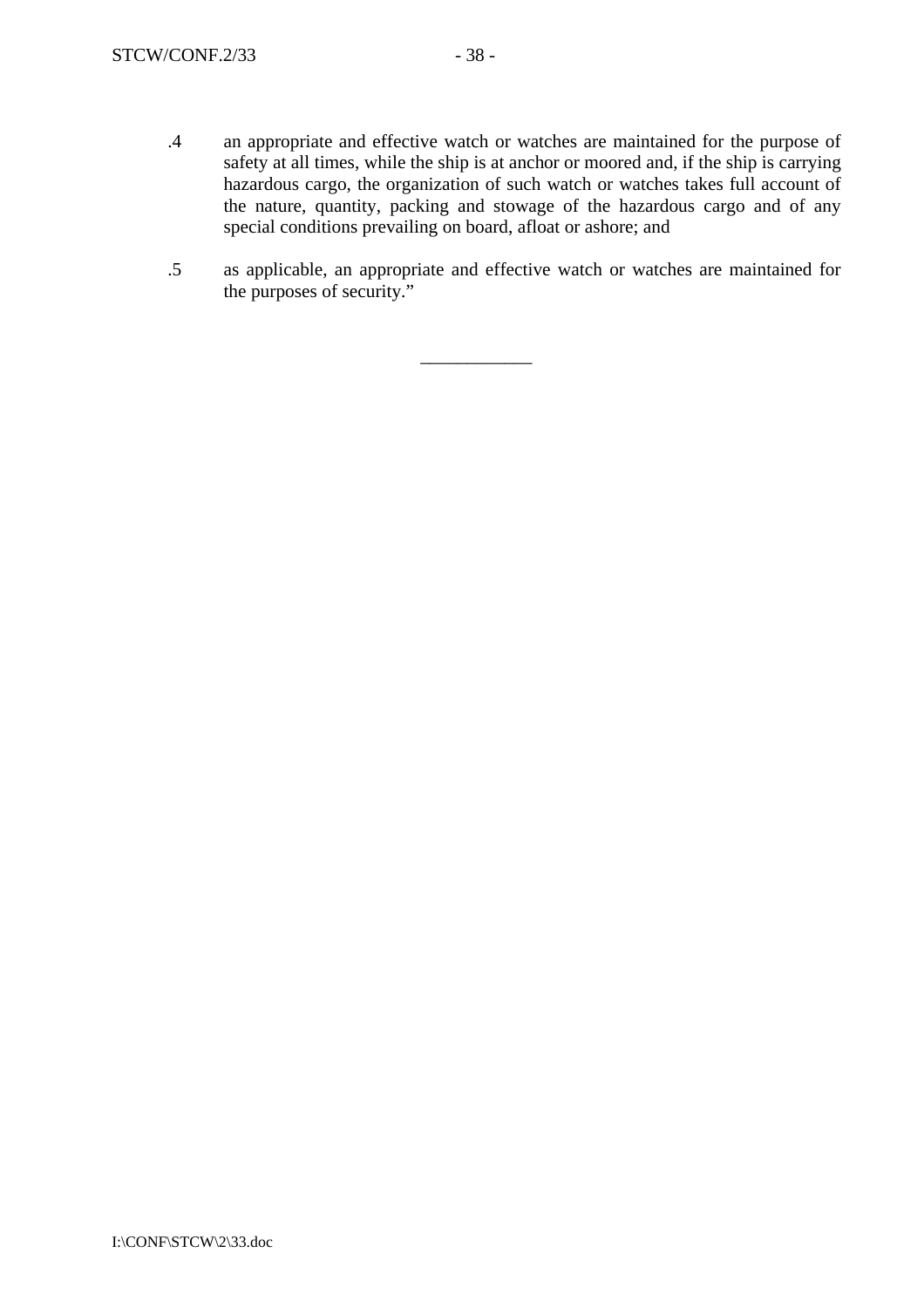.4 an appropriate and effective watch or watches are maintained for the purpose of safety at all times, while the ship is at anchor or moored and, if the ship is carrying hazardous cargo, the organization of such watch or watches takes full account of the nature, quantity, packing and stowage of the hazardous cargo and of any special conditions prevailing on board, afloat or ashore; and

.5 as applicable, an appropriate and effective watch or watches are maintained for the purposes of security."

___________